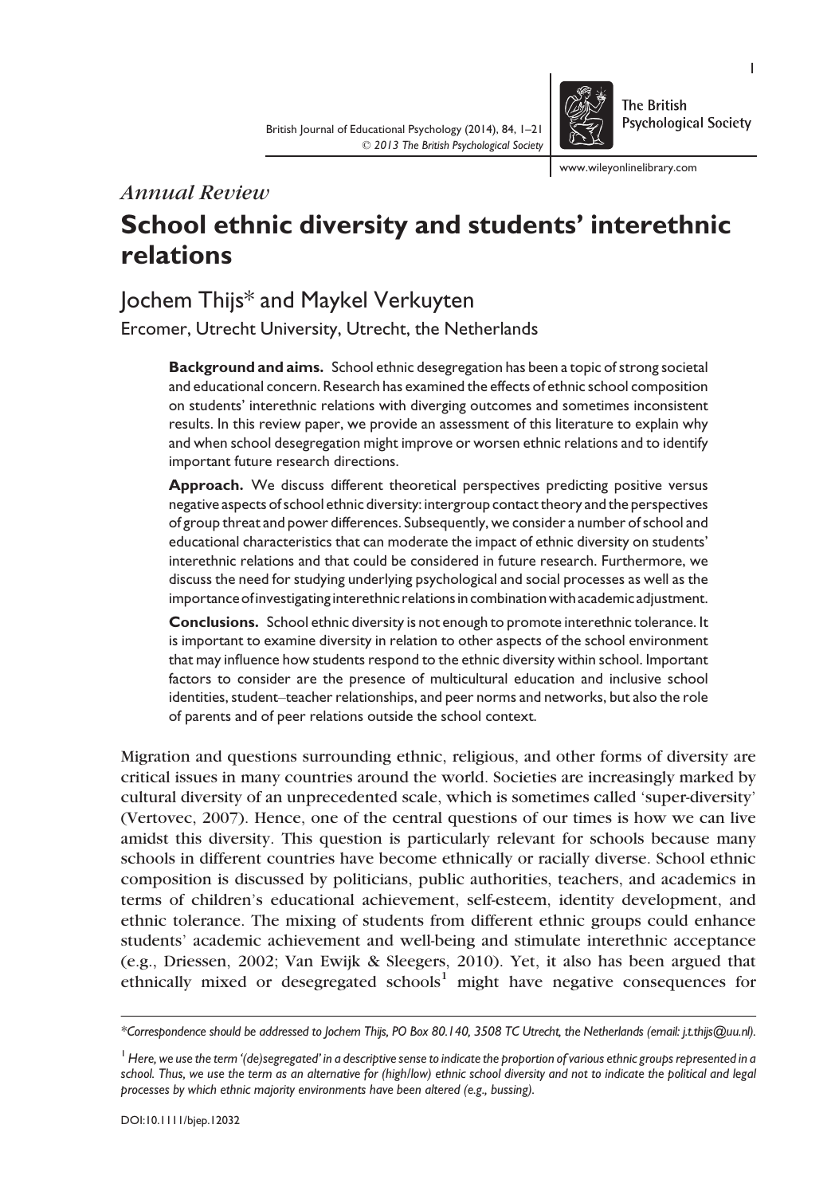*Annual Review*

# School ethnic diversity and students' interethnic relations

Jochem Thijs* and Maykel Verkuyten

Ercomer, Utrecht University, Utrecht, the Netherlands

**Background and aims.** School ethnic desegregation has been a topic of strong societal and educational concern. Research has examined the effects of ethnic school composition on students' interethnic relations with diverging outcomes and sometimes inconsistent results. In this review paper, we provide an assessment of this literature to explain why and when school desegregation might improve or worsen ethnic relations and to identify important future research directions.

**Approach.** We discuss different theoretical perspectives predicting positive versus negative aspects of school ethnic diversity: intergroup contact theory and the perspectives of group threat and power differences. Subsequently, we consider a number of school and educational characteristics that can moderate the impact of ethnic diversity on students' interethnic relations and that could be considered in future research. Furthermore, we discuss the need for studying underlying psychological and social processes as well as the importance of investigating interethnic relations in combination with academic adjustment.

**Conclusions.** School ethnic diversity is not enough to promote interethnic tolerance. It is important to examine diversity in relation to other aspects of the school environment that may influence how students respond to the ethnic diversity within school. Important factors to consider are the presence of multicultural education and inclusive school identities, student–teacher relationships, and peer norms and networks, but also the role of parents and of peer relations outside the school context.

Migration and questions surrounding ethnic, religious, and other forms of diversity are critical issues in many countries around the world. Societies are increasingly marked by cultural diversity of an unprecedented scale, which is sometimes called 'super-diversity' (Vertovec, 2007). Hence, one of the central questions of our times is how we can live amidst this diversity. This question is particularly relevant for schools because many schools in different countries have become ethnically or racially diverse. School ethnic composition is discussed by politicians, public authorities, teachers, and academics in terms of children's educational achievement, self-esteem, identity development, and ethnic tolerance. The mixing of students from different ethnic groups could enhance students' academic achievement and well-being and stimulate interethnic acceptance (e.g., Driessen, 2002; Van Ewijk & Sleegers, 2010). Yet, it also has been argued that ethnically mixed or desegregated schools[1] might have negative consequences for

*Correspondence should be addressed to Jochem Thijs, PO Box 80.140, 3508 TC Utrecht, the Netherlands (email: j.t.thijs@uu.nl).*

[1] *Here, we use the term '(de)segregated' in a descriptive sense to indicate the proportion of various ethnic groups represented in a school. Thus, we use the term as an alternative for (high/low) ethnic school diversity and not to indicate the political and legal processes by which ethnic majority environments have been altered (e.g., bussing).*

DOI:10.1111/bjep.12032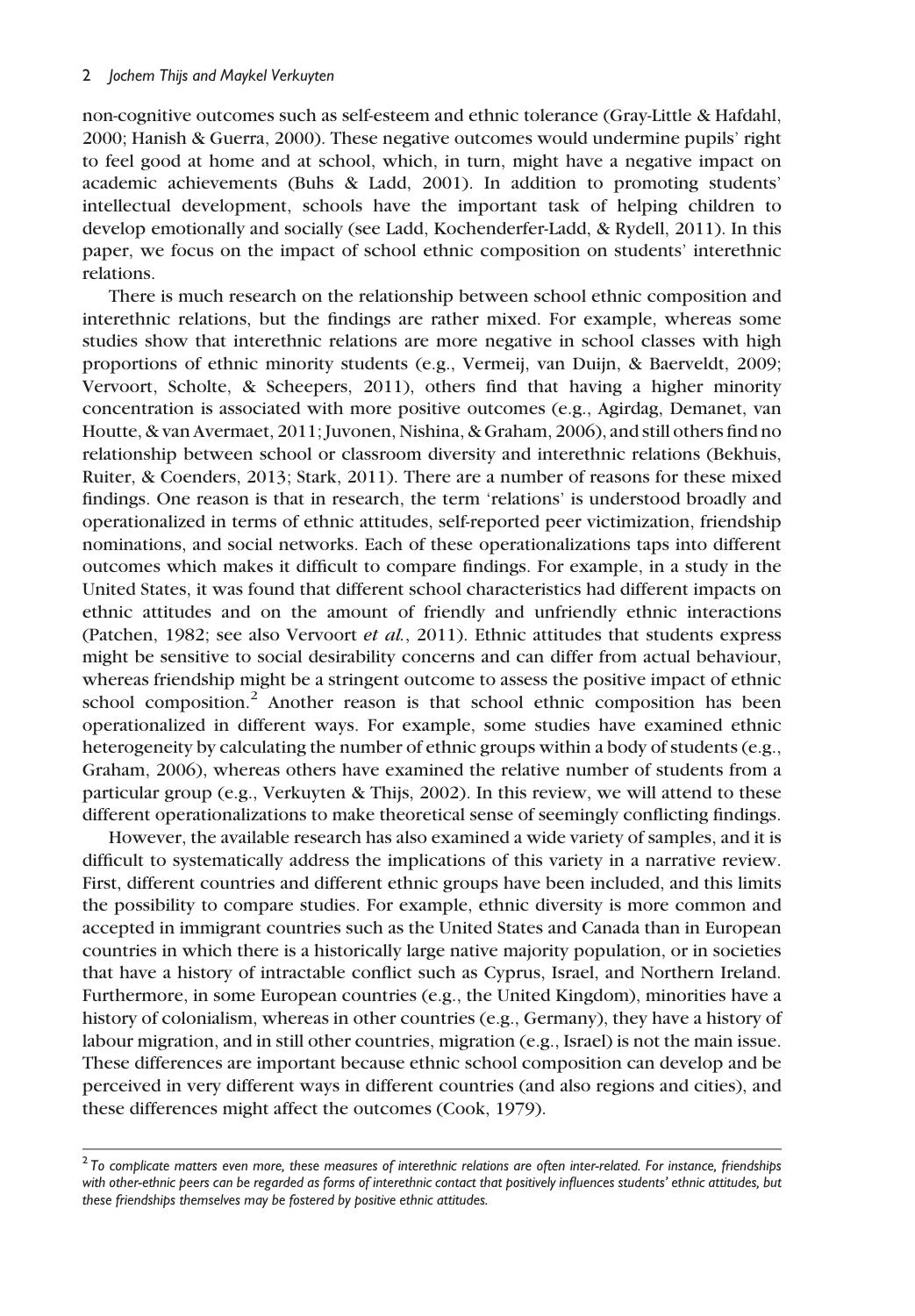non-cognitive outcomes such as self-esteem and ethnic tolerance (Gray-Little & Hafdahl, 2000; Hanish & Guerra, 2000). These negative outcomes would undermine pupils' right to feel good at home and at school, which, in turn, might have a negative impact on academic achievements (Buhs & Ladd, 2001). In addition to promoting students' intellectual development, schools have the important task of helping children to develop emotionally and socially (see Ladd, Kochenderfer-Ladd, & Rydell, 2011). In this paper, we focus on the impact of school ethnic composition on students' interethnic relations.

There is much research on the relationship between school ethnic composition and interethnic relations, but the findings are rather mixed. For example, whereas some studies show that interethnic relations are more negative in school classes with high proportions of ethnic minority students (e.g., Vermeij, van Duijn, & Baerveldt, 2009; Vervoort, Scholte, & Scheepers, 2011), others find that having a higher minority concentration is associated with more positive outcomes (e.g., Agirdag, Demanet, van Houtte, & van Avermaet, 2011; Juvonen, Nishina, & Graham, 2006), and still others find no relationship between school or classroom diversity and interethnic relations (Bekhuis, Ruiter, & Coenders, 2013; Stark, 2011). There are a number of reasons for these mixed findings. One reason is that in research, the term 'relations' is understood broadly and operationalized in terms of ethnic attitudes, self-reported peer victimization, friendship nominations, and social networks. Each of these operationalizations taps into different outcomes which makes it difficult to compare findings. For example, in a study in the United States, it was found that different school characteristics had different impacts on ethnic attitudes and on the amount of friendly and unfriendly ethnic interactions (Patchen, 1982; see also Vervoort *et al.*, 2011). Ethnic attitudes that students express might be sensitive to social desirability concerns and can differ from actual behaviour, whereas friendship might be a stringent outcome to assess the positive impact of ethnic school composition.[2] Another reason is that school ethnic composition has been operationalized in different ways. For example, some studies have examined ethnic heterogeneity by calculating the number of ethnic groups within a body of students (e.g., Graham, 2006), whereas others have examined the relative number of students from a particular group (e.g., Verkuyten & Thijs, 2002). In this review, we will attend to these different operationalizations to make theoretical sense of seemingly conflicting findings.

However, the available research has also examined a wide variety of samples, and it is difficult to systematically address the implications of this variety in a narrative review. First, different countries and different ethnic groups have been included, and this limits the possibility to compare studies. For example, ethnic diversity is more common and accepted in immigrant countries such as the United States and Canada than in European countries in which there is a historically large native majority population, or in societies that have a history of intractable conflict such as Cyprus, Israel, and Northern Ireland. Furthermore, in some European countries (e.g., the United Kingdom), minorities have a history of colonialism, whereas in other countries (e.g., Germany), they have a history of labour migration, and in still other countries, migration (e.g., Israel) is not the main issue. These differences are important because ethnic school composition can develop and be perceived in very different ways in different countries (and also regions and cities), and these differences might affect the outcomes (Cook, 1979).

[2] *To complicate matters even more, these measures of interethnic relations are often inter-related. For instance, friendships with other-ethnic peers can be regarded as forms of interethnic contact that positively influences students' ethnic attitudes, but these friendships themselves may be fostered by positive ethnic attitudes.*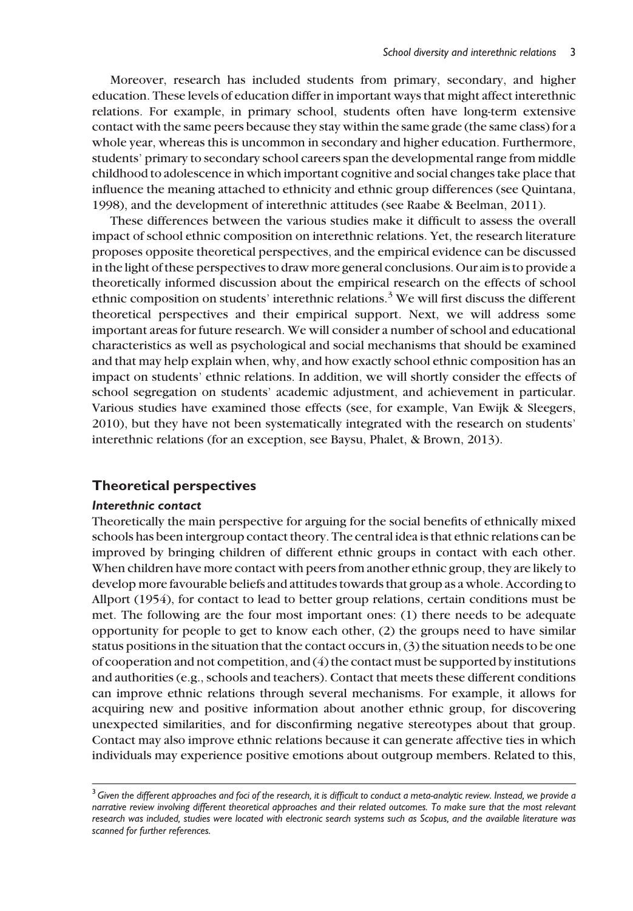Moreover, research has included students from primary, secondary, and higher education. These levels of education differ in important ways that might affect interethnic relations. For example, in primary school, students often have long-term extensive contact with the same peers because they stay within the same grade (the same class) for a whole year, whereas this is uncommon in secondary and higher education. Furthermore, students' primary to secondary school careers span the developmental range from middle childhood to adolescence in which important cognitive and social changes take place that influence the meaning attached to ethnicity and ethnic group differences (see Quintana, 1998), and the development of interethnic attitudes (see Raabe & Beelman, 2011).

These differences between the various studies make it difficult to assess the overall impact of school ethnic composition on interethnic relations. Yet, the research literature proposes opposite theoretical perspectives, and the empirical evidence can be discussed in the light of these perspectives to draw more general conclusions. Our aim is to provide a theoretically informed discussion about the empirical research on the effects of school ethnic composition on students' interethnic relations.[3] We will first discuss the different theoretical perspectives and their empirical support. Next, we will address some important areas for future research. We will consider a number of school and educational characteristics as well as psychological and social mechanisms that should be examined and that may help explain when, why, and how exactly school ethnic composition has an impact on students' ethnic relations. In addition, we will shortly consider the effects of school segregation on students' academic adjustment, and achievement in particular. Various studies have examined those effects (see, for example, Van Ewijk & Sleegers, 2010), but they have not been systematically integrated with the research on students' interethnic relations (for an exception, see Baysu, Phalet, & Brown, 2013).

## Theoretical perspectives

### *Interethnic contact*

Theoretically the main perspective for arguing for the social benefits of ethnically mixed schools has been intergroup contact theory. The central idea is that ethnic relations can be improved by bringing children of different ethnic groups in contact with each other. When children have more contact with peers from another ethnic group, they are likely to develop more favourable beliefs and attitudes towards that group as a whole. According to Allport (1954), for contact to lead to better group relations, certain conditions must be met. The following are the four most important ones: (1) there needs to be adequate opportunity for people to get to know each other, (2) the groups need to have similar status positions in the situation that the contact occurs in, (3) the situation needs to be one of cooperation and not competition, and (4) the contact must be supported by institutions and authorities (e.g., schools and teachers). Contact that meets these different conditions can improve ethnic relations through several mechanisms. For example, it allows for acquiring new and positive information about another ethnic group, for discovering unexpected similarities, and for disconfirming negative stereotypes about that group. Contact may also improve ethnic relations because it can generate affective ties in which individuals may experience positive emotions about outgroup members. Related to this,

[3] *Given the different approaches and foci of the research, it is difficult to conduct a meta-analytic review. Instead, we provide a narrative review involving different theoretical approaches and their related outcomes. To make sure that the most relevant research was included, studies were located with electronic search systems such as Scopus, and the available literature was scanned for further references.*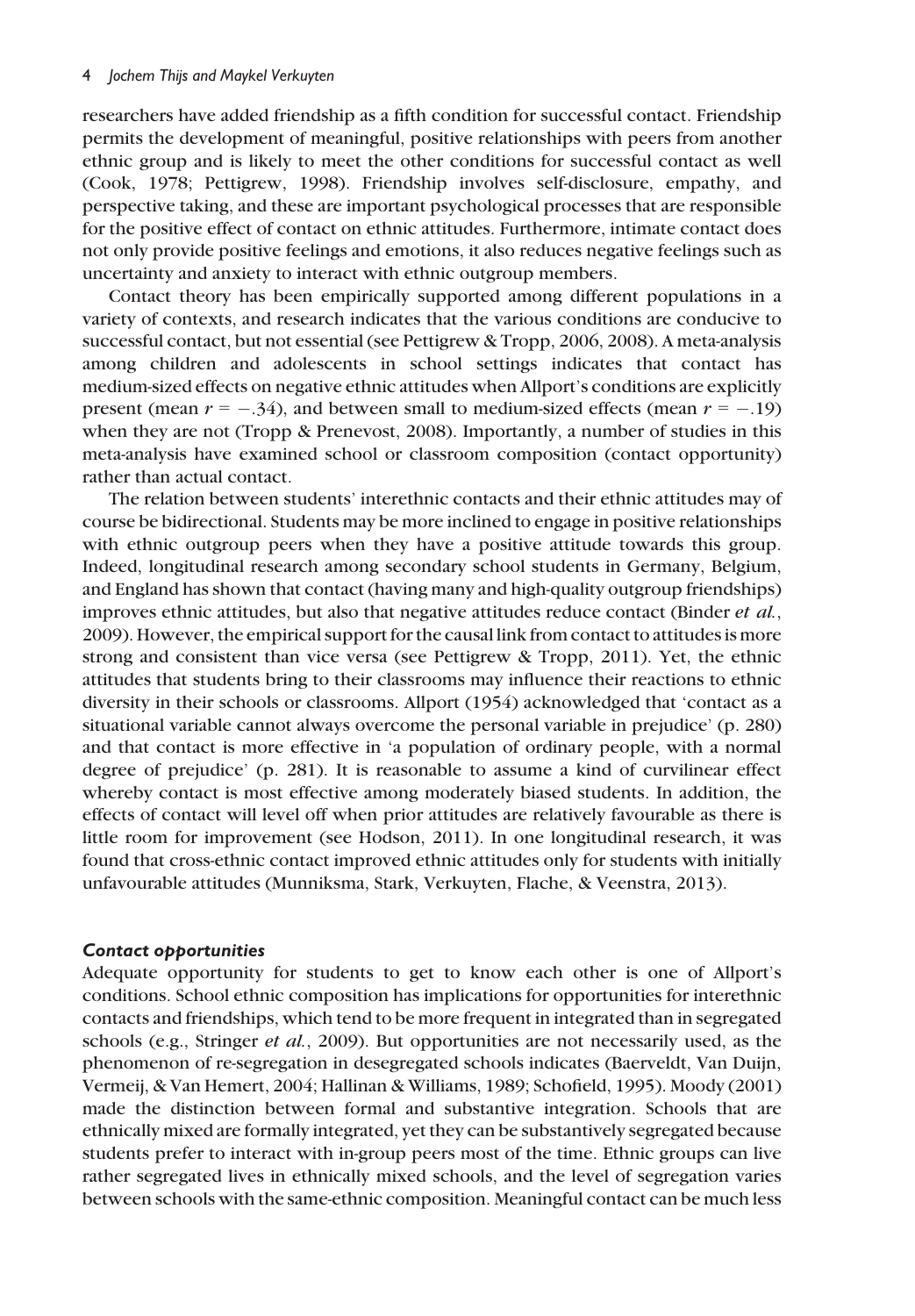researchers have added friendship as a fifth condition for successful contact. Friendship permits the development of meaningful, positive relationships with peers from another ethnic group and is likely to meet the other conditions for successful contact as well (Cook, 1978; Pettigrew, 1998). Friendship involves self-disclosure, empathy, and perspective taking, and these are important psychological processes that are responsible for the positive effect of contact on ethnic attitudes. Furthermore, intimate contact does not only provide positive feelings and emotions, it also reduces negative feelings such as uncertainty and anxiety to interact with ethnic outgroup members.

Contact theory has been empirically supported among different populations in a variety of contexts, and research indicates that the various conditions are conducive to successful contact, but not essential (see Pettigrew & Tropp, 2006, 2008). A meta-analysis among children and adolescents in school settings indicates that contact has medium-sized effects on negative ethnic attitudes when Allport's conditions are explicitly present (mean $r = -.34$), and between small to medium-sized effects (mean $r = -.19$) when they are not (Tropp & Prenevost, 2008). Importantly, a number of studies in this meta-analysis have examined school or classroom composition (contact opportunity) rather than actual contact.

The relation between students' interethnic contacts and their ethnic attitudes may of course be bidirectional. Students may be more inclined to engage in positive relationships with ethnic outgroup peers when they have a positive attitude towards this group. Indeed, longitudinal research among secondary school students in Germany, Belgium, and England has shown that contact (having many and high-quality outgroup friendships) improves ethnic attitudes, but also that negative attitudes reduce contact (Binder *et al.*, 2009). However, the empirical support for the causal link from contact to attitudes is more strong and consistent than vice versa (see Pettigrew & Tropp, 2011). Yet, the ethnic attitudes that students bring to their classrooms may influence their reactions to ethnic diversity in their schools or classrooms. Allport (1954) acknowledged that 'contact as a situational variable cannot always overcome the personal variable in prejudice' (p. 280) and that contact is more effective in 'a population of ordinary people, with a normal degree of prejudice' (p. 281). It is reasonable to assume a kind of curvilinear effect whereby contact is most effective among moderately biased students. In addition, the effects of contact will level off when prior attitudes are relatively favourable as there is little room for improvement (see Hodson, 2011). In one longitudinal research, it was found that cross-ethnic contact improved ethnic attitudes only for students with initially unfavourable attitudes (Munniksma, Stark, Verkuyten, Flache, & Veenstra, 2013).

### *Contact opportunities*

Adequate opportunity for students to get to know each other is one of Allport's conditions. School ethnic composition has implications for opportunities for interethnic contacts and friendships, which tend to be more frequent in integrated than in segregated schools (e.g., Stringer *et al.*, 2009). But opportunities are not necessarily used, as the phenomenon of re-segregation in desegregated schools indicates (Baerveldt, Van Duijn, Vermeij, & Van Hemert, 2004; Hallinan & Williams, 1989; Schofield, 1995). Moody (2001) made the distinction between formal and substantive integration. Schools that are ethnically mixed are formally integrated, yet they can be substantively segregated because students prefer to interact with in-group peers most of the time. Ethnic groups can live rather segregated lives in ethnically mixed schools, and the level of segregation varies between schools with the same-ethnic composition. Meaningful contact can be much less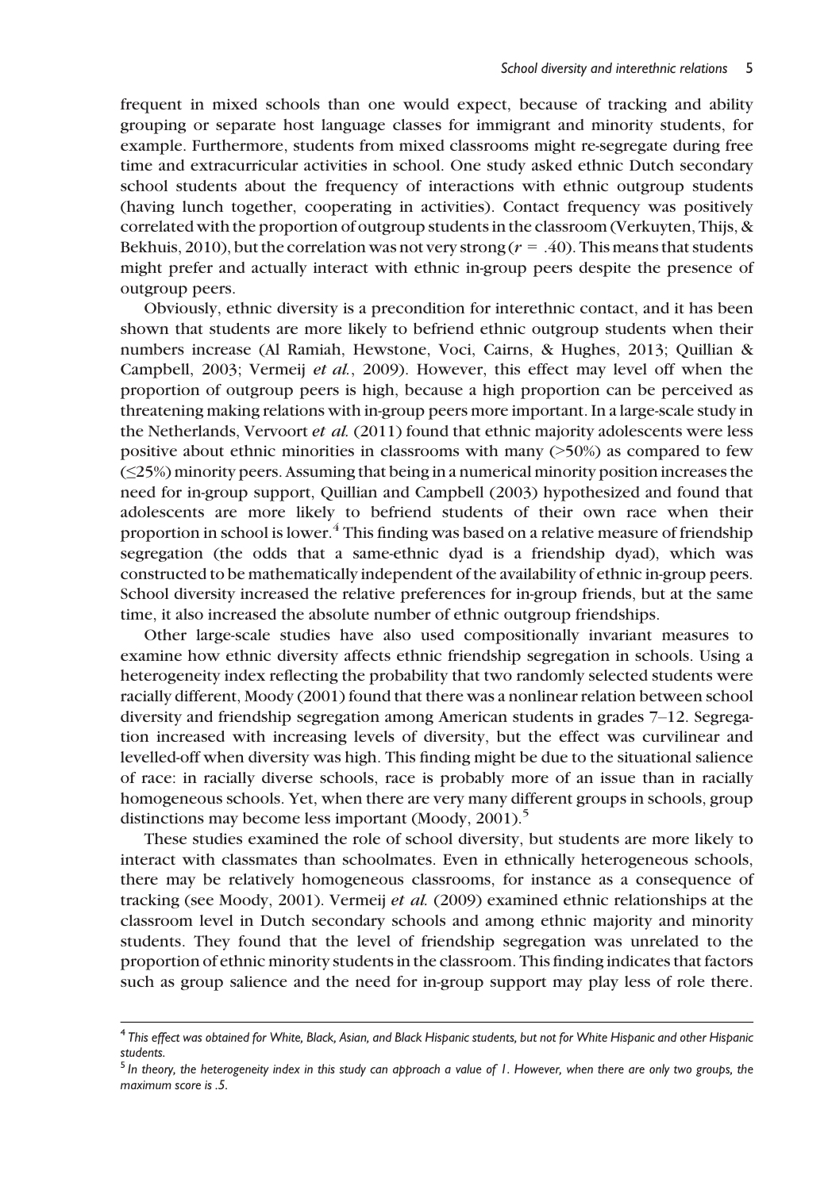frequent in mixed schools than one would expect, because of tracking and ability grouping or separate host language classes for immigrant and minority students, for example. Furthermore, students from mixed classrooms might re-segregate during free time and extracurricular activities in school. One study asked ethnic Dutch secondary school students about the frequency of interactions with ethnic outgroup students (having lunch together, cooperating in activities). Contact frequency was positively correlated with the proportion of outgroup students in the classroom (Verkuyten, Thijs, & Bekhuis, 2010), but the correlation was not very strong ($r = .40$). This means that students might prefer and actually interact with ethnic in-group peers despite the presence of outgroup peers.

Obviously, ethnic diversity is a precondition for interethnic contact, and it has been shown that students are more likely to befriend ethnic outgroup students when their numbers increase (Al Ramiah, Hewstone, Voci, Cairns, & Hughes, 2013; Quillian & Campbell, 2003; Vermeij *et al.*, 2009). However, this effect may level off when the proportion of outgroup peers is high, because a high proportion can be perceived as threatening making relations with in-group peers more important. In a large-scale study in the Netherlands, Vervoort *et al.* (2011) found that ethnic majority adolescents were less positive about ethnic minorities in classrooms with many (>50%) as compared to few (≤25%) minority peers. Assuming that being in a numerical minority position increases the need for in-group support, Quillian and Campbell (2003) hypothesized and found that adolescents are more likely to befriend students of their own race when their proportion in school is lower.[4] This finding was based on a relative measure of friendship segregation (the odds that a same-ethnic dyad is a friendship dyad), which was constructed to be mathematically independent of the availability of ethnic in-group peers. School diversity increased the relative preferences for in-group friends, but at the same time, it also increased the absolute number of ethnic outgroup friendships.

Other large-scale studies have also used compositionally invariant measures to examine how ethnic diversity affects ethnic friendship segregation in schools. Using a heterogeneity index reflecting the probability that two randomly selected students were racially different, Moody (2001) found that there was a nonlinear relation between school diversity and friendship segregation among American students in grades 7–12. Segregation increased with increasing levels of diversity, but the effect was curvilinear and levelled-off when diversity was high. This finding might be due to the situational salience of race: in racially diverse schools, race is probably more of an issue than in racially homogeneous schools. Yet, when there are very many different groups in schools, group distinctions may become less important (Moody, 2001).[5]

These studies examined the role of school diversity, but students are more likely to interact with classmates than schoolmates. Even in ethnically heterogeneous schools, there may be relatively homogeneous classrooms, for instance as a consequence of tracking (see Moody, 2001). Vermeij *et al.* (2009) examined ethnic relationships at the classroom level in Dutch secondary schools and among ethnic majority and minority students. They found that the level of friendship segregation was unrelated to the proportion of ethnic minority students in the classroom. This finding indicates that factors such as group salience and the need for in-group support may play less of role there.

---

[4] *This effect was obtained for White, Black, Asian, and Black Hispanic students, but not for White Hispanic and other Hispanic students.*

[5] *In theory, the heterogeneity index in this study can approach a value of 1. However, when there are only two groups, the maximum score is .5.*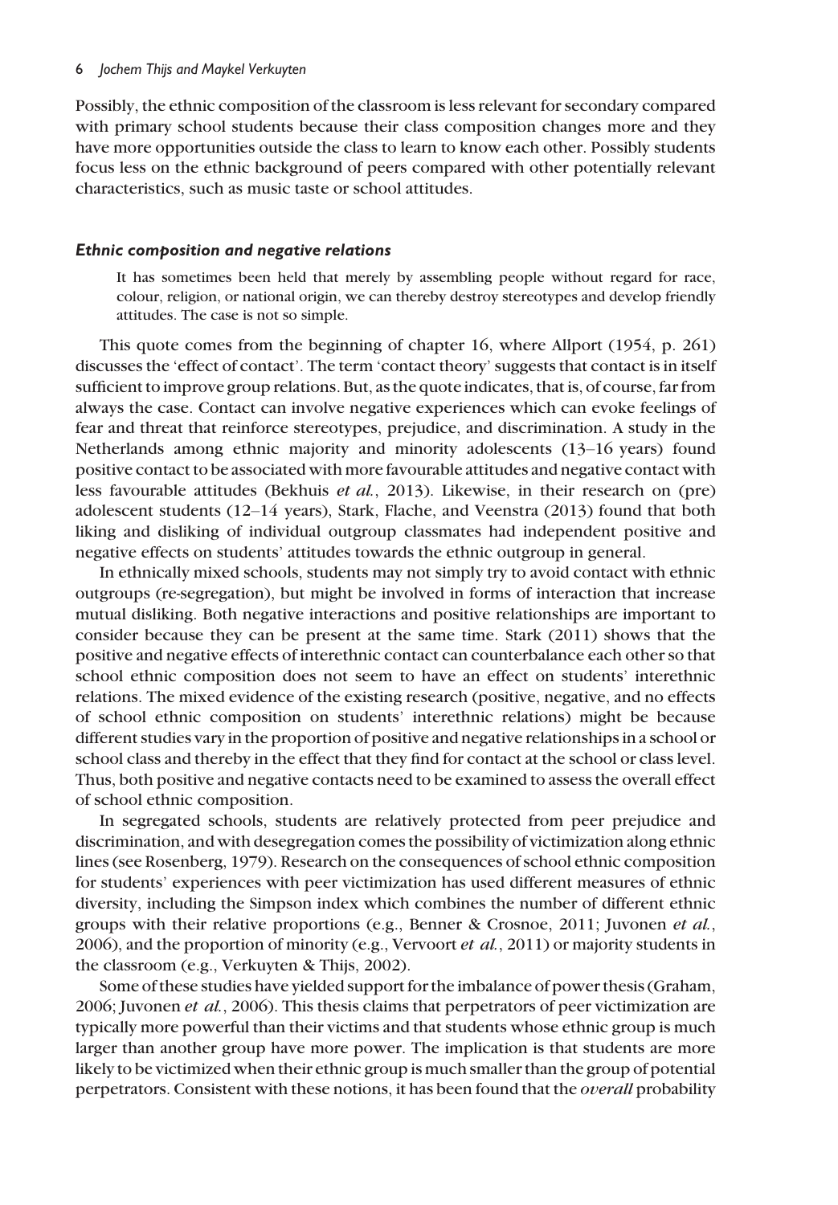Possibly, the ethnic composition of the classroom is less relevant for secondary compared with primary school students because their class composition changes more and they have more opportunities outside the class to learn to know each other. Possibly students focus less on the ethnic background of peers compared with other potentially relevant characteristics, such as music taste or school attitudes.

### *Ethnic composition and negative relations*

> It has sometimes been held that merely by assembling people without regard for race, colour, religion, or national origin, we can thereby destroy stereotypes and develop friendly attitudes. The case is not so simple.

This quote comes from the beginning of chapter 16, where Allport (1954, p. 261) discusses the 'effect of contact'. The term 'contact theory' suggests that contact is in itself sufficient to improve group relations. But, as the quote indicates, that is, of course, far from always the case. Contact can involve negative experiences which can evoke feelings of fear and threat that reinforce stereotypes, prejudice, and discrimination. A study in the Netherlands among ethnic majority and minority adolescents (13–16 years) found positive contact to be associated with more favourable attitudes and negative contact with less favourable attitudes (Bekhuis *et al.*, 2013). Likewise, in their research on (pre) adolescent students (12–14 years), Stark, Flache, and Veenstra (2013) found that both liking and disliking of individual outgroup classmates had independent positive and negative effects on students' attitudes towards the ethnic outgroup in general.

In ethnically mixed schools, students may not simply try to avoid contact with ethnic outgroups (re-segregation), but might be involved in forms of interaction that increase mutual disliking. Both negative interactions and positive relationships are important to consider because they can be present at the same time. Stark (2011) shows that the positive and negative effects of interethnic contact can counterbalance each other so that school ethnic composition does not seem to have an effect on students' interethnic relations. The mixed evidence of the existing research (positive, negative, and no effects of school ethnic composition on students' interethnic relations) might be because different studies vary in the proportion of positive and negative relationships in a school or school class and thereby in the effect that they find for contact at the school or class level. Thus, both positive and negative contacts need to be examined to assess the overall effect of school ethnic composition.

In segregated schools, students are relatively protected from peer prejudice and discrimination, and with desegregation comes the possibility of victimization along ethnic lines (see Rosenberg, 1979). Research on the consequences of school ethnic composition for students' experiences with peer victimization has used different measures of ethnic diversity, including the Simpson index which combines the number of different ethnic groups with their relative proportions (e.g., Benner & Crosnoe, 2011; Juvonen *et al.*, 2006), and the proportion of minority (e.g., Vervoort *et al.*, 2011) or majority students in the classroom (e.g., Verkuyten & Thijs, 2002).

Some of these studies have yielded support for the imbalance of power thesis (Graham, 2006; Juvonen *et al.*, 2006). This thesis claims that perpetrators of peer victimization are typically more powerful than their victims and that students whose ethnic group is much larger than another group have more power. The implication is that students are more likely to be victimized when their ethnic group is much smaller than the group of potential perpetrators. Consistent with these notions, it has been found that the *overall* probability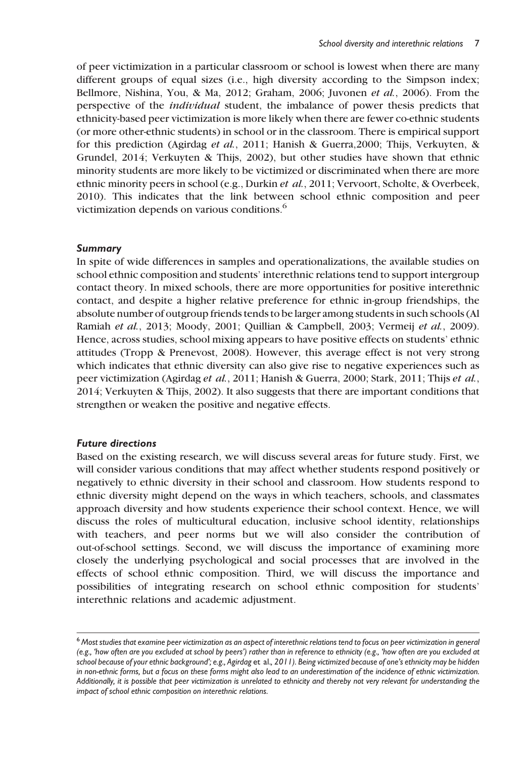of peer victimization in a particular classroom or school is lowest when there are many different groups of equal sizes (i.e., high diversity according to the Simpson index; Bellmore, Nishina, You, & Ma, 2012; Graham, 2006; Juvonen *et al.*, 2006). From the perspective of the *individual* student, the imbalance of power thesis predicts that ethnicity-based peer victimization is more likely when there are fewer co-ethnic students (or more other-ethnic students) in school or in the classroom. There is empirical support for this prediction (Agirdag *et al.*, 2011; Hanish & Guerra,2000; Thijs, Verkuyten, & Grundel, 2014; Verkuyten & Thijs, 2002), but other studies have shown that ethnic minority students are more likely to be victimized or discriminated when there are more ethnic minority peers in school (e.g., Durkin *et al.*, 2011; Vervoort, Scholte, & Overbeek, 2010). This indicates that the link between school ethnic composition and peer victimization depends on various conditions.[6]

### Summary

In spite of wide differences in samples and operationalizations, the available studies on school ethnic composition and students' interethnic relations tend to support intergroup contact theory. In mixed schools, there are more opportunities for positive interethnic contact, and despite a higher relative preference for ethnic in-group friendships, the absolute number of outgroup friends tends to be larger among students in such schools (Al Ramiah *et al.*, 2013; Moody, 2001; Quillian & Campbell, 2003; Vermeij *et al.*, 2009). Hence, across studies, school mixing appears to have positive effects on students' ethnic attitudes (Tropp & Prenevost, 2008). However, this average effect is not very strong which indicates that ethnic diversity can also give rise to negative experiences such as peer victimization (Agirdag *et al.*, 2011; Hanish & Guerra, 2000; Stark, 2011; Thijs *et al.*, 2014; Verkuyten & Thijs, 2002). It also suggests that there are important conditions that strengthen or weaken the positive and negative effects.

### Future directions

Based on the existing research, we will discuss several areas for future study. First, we will consider various conditions that may affect whether students respond positively or negatively to ethnic diversity in their school and classroom. How students respond to ethnic diversity might depend on the ways in which teachers, schools, and classmates approach diversity and how students experience their school context. Hence, we will discuss the roles of multicultural education, inclusive school identity, relationships with teachers, and peer norms but we will also consider the contribution of out-of-school settings. Second, we will discuss the importance of examining more closely the underlying psychological and social processes that are involved in the effects of school ethnic composition. Third, we will discuss the importance and possibilities of integrating research on school ethnic composition for students' interethnic relations and academic adjustment.

---

[6] *Most studies that examine peer victimization as an aspect of interethnic relations tend to focus on peer victimization in general (e.g., 'how often are you excluded at school by peers') rather than in reference to ethnicity (e.g., 'how often are you excluded at school because of your ethnic background'; e.g., Agirdag* et al.*, 2011). Being victimized because of one's ethnicity may be hidden in non-ethnic forms, but a focus on these forms might also lead to an underestimation of the incidence of ethnic victimization. Additionally, it is possible that peer victimization is unrelated to ethnicity and thereby not very relevant for understanding the impact of school ethnic composition on interethnic relations.*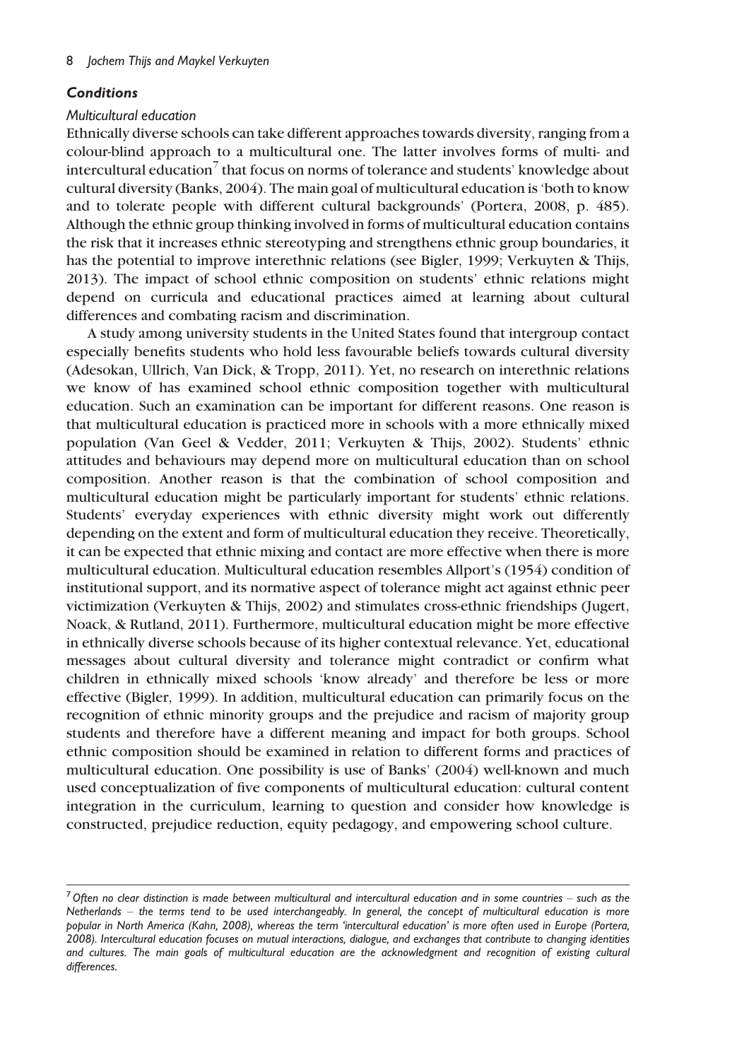### *Conditions*

#### *Multicultural education*

Ethnically diverse schools can take different approaches towards diversity, ranging from a colour-blind approach to a multicultural one. The latter involves forms of multi- and intercultural education[7] that focus on norms of tolerance and students' knowledge about cultural diversity (Banks, 2004). The main goal of multicultural education is 'both to know and to tolerate people with different cultural backgrounds' (Portera, 2008, p. 485). Although the ethnic group thinking involved in forms of multicultural education contains the risk that it increases ethnic stereotyping and strengthens ethnic group boundaries, it has the potential to improve interethnic relations (see Bigler, 1999; Verkuyten & Thijs, 2013). The impact of school ethnic composition on students' ethnic relations might depend on curricula and educational practices aimed at learning about cultural differences and combating racism and discrimination.

A study among university students in the United States found that intergroup contact especially benefits students who hold less favourable beliefs towards cultural diversity (Adesokan, Ullrich, Van Dick, & Tropp, 2011). Yet, no research on interethnic relations we know of has examined school ethnic composition together with multicultural education. Such an examination can be important for different reasons. One reason is that multicultural education is practiced more in schools with a more ethnically mixed population (Van Geel & Vedder, 2011; Verkuyten & Thijs, 2002). Students' ethnic attitudes and behaviours may depend more on multicultural education than on school composition. Another reason is that the combination of school composition and multicultural education might be particularly important for students' ethnic relations. Students' everyday experiences with ethnic diversity might work out differently depending on the extent and form of multicultural education they receive. Theoretically, it can be expected that ethnic mixing and contact are more effective when there is more multicultural education. Multicultural education resembles Allport's (1954) condition of institutional support, and its normative aspect of tolerance might act against ethnic peer victimization (Verkuyten & Thijs, 2002) and stimulates cross-ethnic friendships (Jugert, Noack, & Rutland, 2011). Furthermore, multicultural education might be more effective in ethnically diverse schools because of its higher contextual relevance. Yet, educational messages about cultural diversity and tolerance might contradict or confirm what children in ethnically mixed schools 'know already' and therefore be less or more effective (Bigler, 1999). In addition, multicultural education can primarily focus on the recognition of ethnic minority groups and the prejudice and racism of majority group students and therefore have a different meaning and impact for both groups. School ethnic composition should be examined in relation to different forms and practices of multicultural education. One possibility is use of Banks' (2004) well-known and much used conceptualization of five components of multicultural education: cultural content integration in the curriculum, learning to question and consider how knowledge is constructed, prejudice reduction, equity pedagogy, and empowering school culture.

---

*[7] Often no clear distinction is made between multicultural and intercultural education and in some countries – such as the Netherlands – the terms tend to be used interchangeably. In general, the concept of multicultural education is more popular in North America (Kahn, 2008), whereas the term 'intercultural education' is more often used in Europe (Portera, 2008). Intercultural education focuses on mutual interactions, dialogue, and exchanges that contribute to changing identities and cultures. The main goals of multicultural education are the acknowledgment and recognition of existing cultural differences.*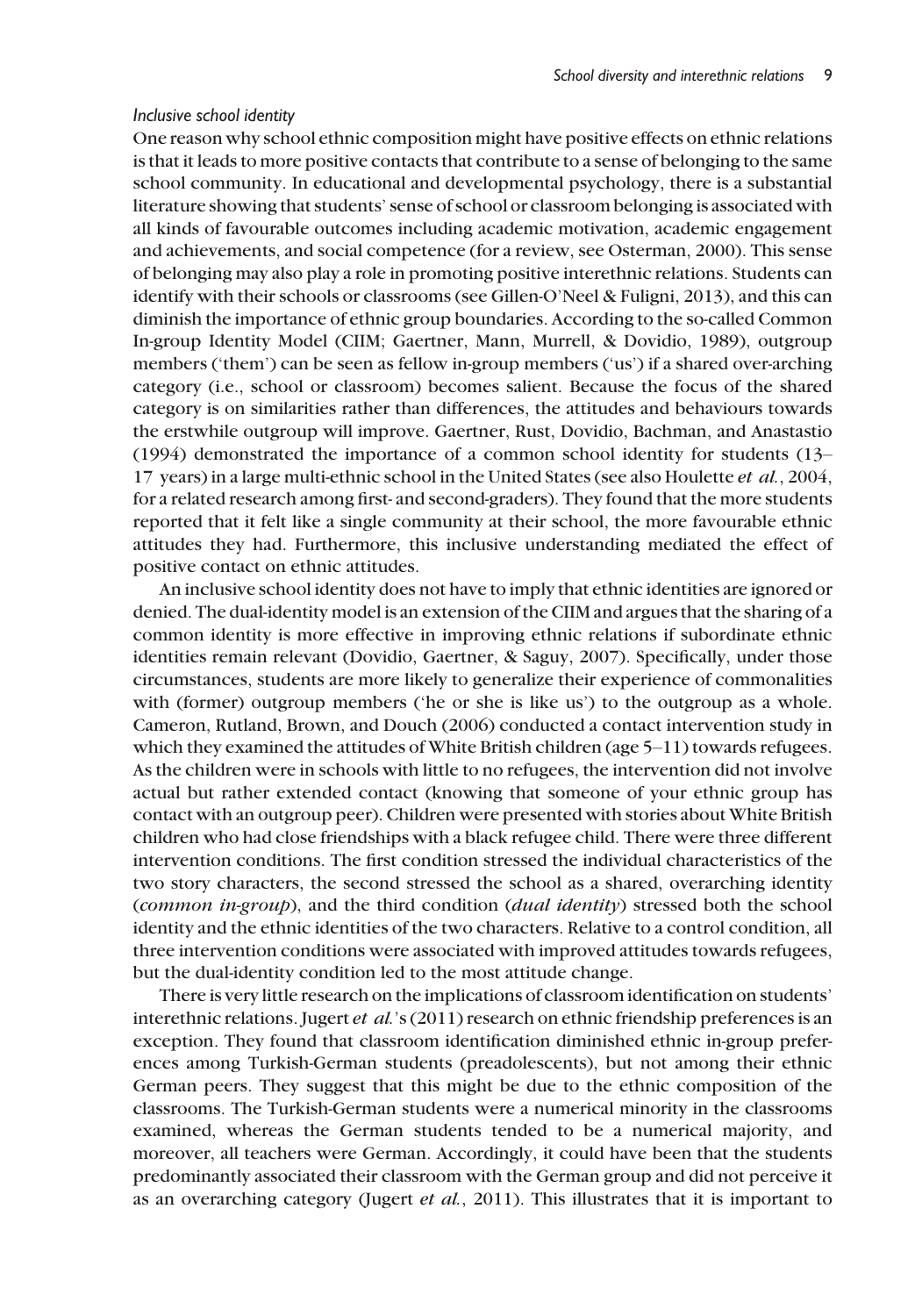*Inclusive school identity*

One reason why school ethnic composition might have positive effects on ethnic relations is that it leads to more positive contacts that contribute to a sense of belonging to the same school community. In educational and developmental psychology, there is a substantial literature showing that students' sense of school or classroom belonging is associated with all kinds of favourable outcomes including academic motivation, academic engagement and achievements, and social competence (for a review, see Osterman, 2000). This sense of belonging may also play a role in promoting positive interethnic relations. Students can identify with their schools or classrooms (see Gillen-O'Neel & Fuligni, 2013), and this can diminish the importance of ethnic group boundaries. According to the so-called Common In-group Identity Model (CIIM; Gaertner, Mann, Murrell, & Dovidio, 1989), outgroup members ('them') can be seen as fellow in-group members ('us') if a shared over-arching category (i.e., school or classroom) becomes salient. Because the focus of the shared category is on similarities rather than differences, the attitudes and behaviours towards the erstwhile outgroup will improve. Gaertner, Rust, Dovidio, Bachman, and Anastastio (1994) demonstrated the importance of a common school identity for students (13–17 years) in a large multi-ethnic school in the United States (see also Houlette *et al.*, 2004, for a related research among first- and second-graders). They found that the more students reported that it felt like a single community at their school, the more favourable ethnic attitudes they had. Furthermore, this inclusive understanding mediated the effect of positive contact on ethnic attitudes.

An inclusive school identity does not have to imply that ethnic identities are ignored or denied. The dual-identity model is an extension of the CIIM and argues that the sharing of a common identity is more effective in improving ethnic relations if subordinate ethnic identities remain relevant (Dovidio, Gaertner, & Saguy, 2007). Specifically, under those circumstances, students are more likely to generalize their experience of commonalities with (former) outgroup members ('he or she is like us') to the outgroup as a whole. Cameron, Rutland, Brown, and Douch (2006) conducted a contact intervention study in which they examined the attitudes of White British children (age 5–11) towards refugees. As the children were in schools with little to no refugees, the intervention did not involve actual but rather extended contact (knowing that someone of your ethnic group has contact with an outgroup peer). Children were presented with stories about White British children who had close friendships with a black refugee child. There were three different intervention conditions. The first condition stressed the individual characteristics of the two story characters, the second stressed the school as a shared, overarching identity (*common in-group*), and the third condition (*dual identity*) stressed both the school identity and the ethnic identities of the two characters. Relative to a control condition, all three intervention conditions were associated with improved attitudes towards refugees, but the dual-identity condition led to the most attitude change.

There is very little research on the implications of classroom identification on students' interethnic relations. Jugert *et al.*'s (2011) research on ethnic friendship preferences is an exception. They found that classroom identification diminished ethnic in-group preferences among Turkish-German students (preadolescents), but not among their ethnic German peers. They suggest that this might be due to the ethnic composition of the classrooms. The Turkish-German students were a numerical minority in the classrooms examined, whereas the German students tended to be a numerical majority, and moreover, all teachers were German. Accordingly, it could have been that the students predominantly associated their classroom with the German group and did not perceive it as an overarching category (Jugert *et al.*, 2011). This illustrates that it is important to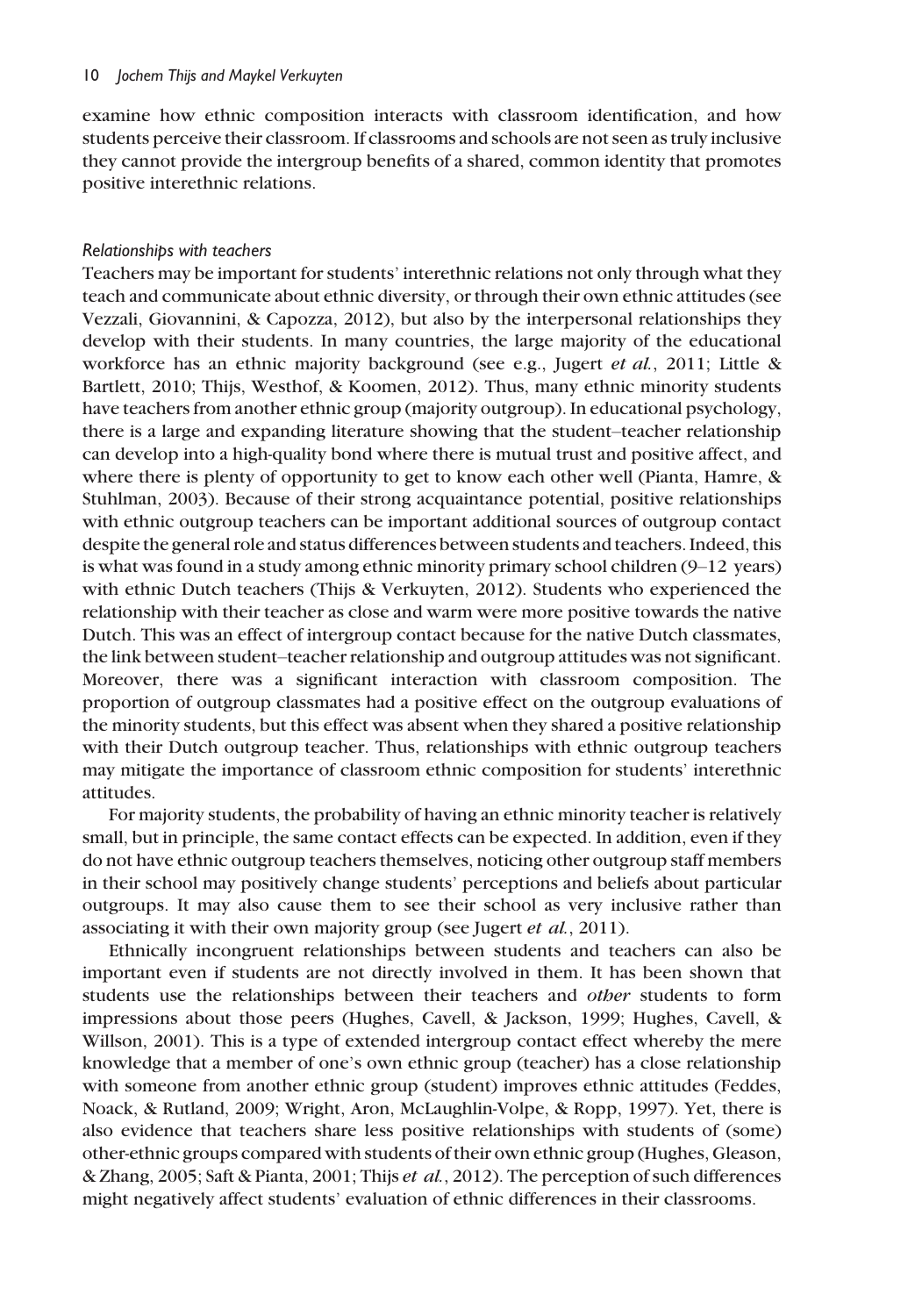examine how ethnic composition interacts with classroom identification, and how students perceive their classroom. If classrooms and schools are not seen as truly inclusive they cannot provide the intergroup benefits of a shared, common identity that promotes positive interethnic relations.

### *Relationships with teachers*

Teachers may be important for students' interethnic relations not only through what they teach and communicate about ethnic diversity, or through their own ethnic attitudes (see Vezzali, Giovannini, & Capozza, 2012), but also by the interpersonal relationships they develop with their students. In many countries, the large majority of the educational workforce has an ethnic majority background (see e.g., Jugert *et al.*, 2011; Little & Bartlett, 2010; Thijs, Westhof, & Koomen, 2012). Thus, many ethnic minority students have teachers from another ethnic group (majority outgroup). In educational psychology, there is a large and expanding literature showing that the student–teacher relationship can develop into a high-quality bond where there is mutual trust and positive affect, and where there is plenty of opportunity to get to know each other well (Pianta, Hamre, & Stuhlman, 2003). Because of their strong acquaintance potential, positive relationships with ethnic outgroup teachers can be important additional sources of outgroup contact despite the general role and status differences between students and teachers. Indeed, this is what was found in a study among ethnic minority primary school children (9–12 years) with ethnic Dutch teachers (Thijs & Verkuyten, 2012). Students who experienced the relationship with their teacher as close and warm were more positive towards the native Dutch. This was an effect of intergroup contact because for the native Dutch classmates, the link between student–teacher relationship and outgroup attitudes was not significant. Moreover, there was a significant interaction with classroom composition. The proportion of outgroup classmates had a positive effect on the outgroup evaluations of the minority students, but this effect was absent when they shared a positive relationship with their Dutch outgroup teacher. Thus, relationships with ethnic outgroup teachers may mitigate the importance of classroom ethnic composition for students' interethnic attitudes.

For majority students, the probability of having an ethnic minority teacher is relatively small, but in principle, the same contact effects can be expected. In addition, even if they do not have ethnic outgroup teachers themselves, noticing other outgroup staff members in their school may positively change students' perceptions and beliefs about particular outgroups. It may also cause them to see their school as very inclusive rather than associating it with their own majority group (see Jugert *et al.*, 2011).

Ethnically incongruent relationships between students and teachers can also be important even if students are not directly involved in them. It has been shown that students use the relationships between their teachers and *other* students to form impressions about those peers (Hughes, Cavell, & Jackson, 1999; Hughes, Cavell, & Willson, 2001). This is a type of extended intergroup contact effect whereby the mere knowledge that a member of one's own ethnic group (teacher) has a close relationship with someone from another ethnic group (student) improves ethnic attitudes (Feddes, Noack, & Rutland, 2009; Wright, Aron, McLaughlin-Volpe, & Ropp, 1997). Yet, there is also evidence that teachers share less positive relationships with students of (some) other-ethnic groups compared with students of their own ethnic group (Hughes, Gleason, & Zhang, 2005; Saft & Pianta, 2001; Thijs *et al.*, 2012). The perception of such differences might negatively affect students' evaluation of ethnic differences in their classrooms.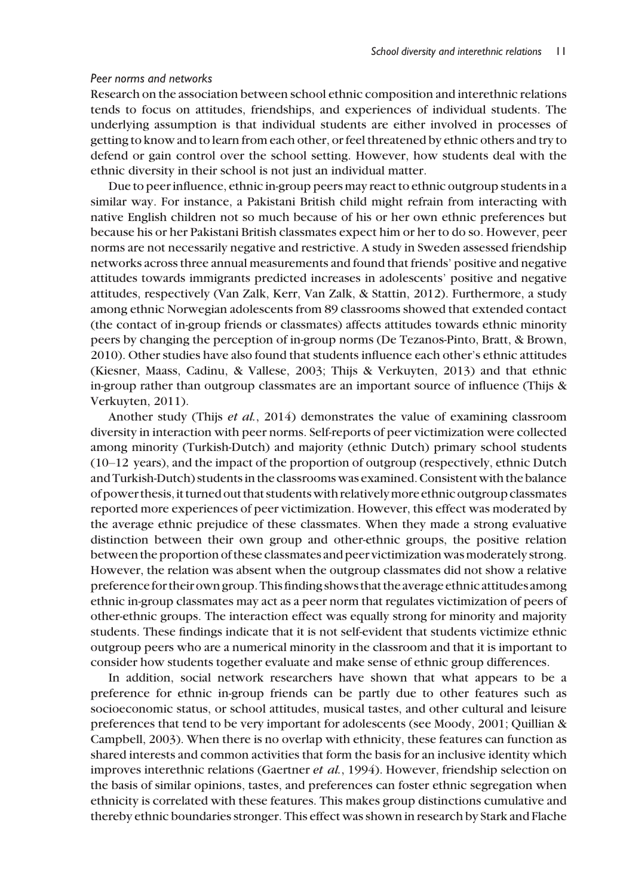*Peer norms and networks*

Research on the association between school ethnic composition and interethnic relations tends to focus on attitudes, friendships, and experiences of individual students. The underlying assumption is that individual students are either involved in processes of getting to know and to learn from each other, or feel threatened by ethnic others and try to defend or gain control over the school setting. However, how students deal with the ethnic diversity in their school is not just an individual matter.

Due to peer influence, ethnic in-group peers may react to ethnic outgroup students in a similar way. For instance, a Pakistani British child might refrain from interacting with native English children not so much because of his or her own ethnic preferences but because his or her Pakistani British classmates expect him or her to do so. However, peer norms are not necessarily negative and restrictive. A study in Sweden assessed friendship networks across three annual measurements and found that friends' positive and negative attitudes towards immigrants predicted increases in adolescents' positive and negative attitudes, respectively (Van Zalk, Kerr, Van Zalk, & Stattin, 2012). Furthermore, a study among ethnic Norwegian adolescents from 89 classrooms showed that extended contact (the contact of in-group friends or classmates) affects attitudes towards ethnic minority peers by changing the perception of in-group norms (De Tezanos-Pinto, Bratt, & Brown, 2010). Other studies have also found that students influence each other's ethnic attitudes (Kiesner, Maass, Cadinu, & Vallese, 2003; Thijs & Verkuyten, 2013) and that ethnic in-group rather than outgroup classmates are an important source of influence (Thijs & Verkuyten, 2011).

Another study (Thijs *et al.*, 2014) demonstrates the value of examining classroom diversity in interaction with peer norms. Self-reports of peer victimization were collected among minority (Turkish-Dutch) and majority (ethnic Dutch) primary school students (10–12 years), and the impact of the proportion of outgroup (respectively, ethnic Dutch and Turkish-Dutch) students in the classrooms was examined. Consistent with the balance of power thesis, it turned out that students with relatively more ethnic outgroup classmates reported more experiences of peer victimization. However, this effect was moderated by the average ethnic prejudice of these classmates. When they made a strong evaluative distinction between their own group and other-ethnic groups, the positive relation between the proportion of these classmates and peer victimization was moderately strong. However, the relation was absent when the outgroup classmates did not show a relative preference for their own group. This finding shows that the average ethnic attitudes among ethnic in-group classmates may act as a peer norm that regulates victimization of peers of other-ethnic groups. The interaction effect was equally strong for minority and majority students. These findings indicate that it is not self-evident that students victimize ethnic outgroup peers who are a numerical minority in the classroom and that it is important to consider how students together evaluate and make sense of ethnic group differences.

In addition, social network researchers have shown that what appears to be a preference for ethnic in-group friends can be partly due to other features such as socioeconomic status, or school attitudes, musical tastes, and other cultural and leisure preferences that tend to be very important for adolescents (see Moody, 2001; Quillian & Campbell, 2003). When there is no overlap with ethnicity, these features can function as shared interests and common activities that form the basis for an inclusive identity which improves interethnic relations (Gaertner *et al.*, 1994). However, friendship selection on the basis of similar opinions, tastes, and preferences can foster ethnic segregation when ethnicity is correlated with these features. This makes group distinctions cumulative and thereby ethnic boundaries stronger. This effect was shown in research by Stark and Flache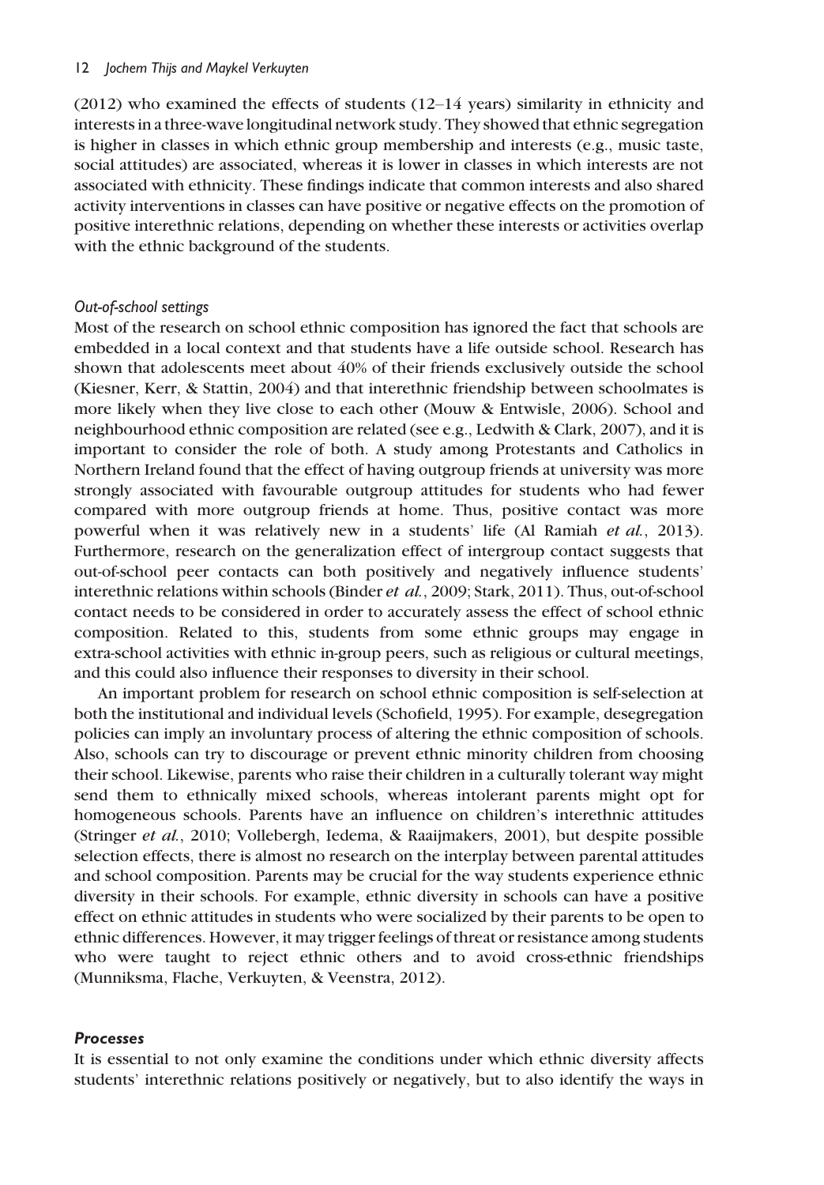(2012) who examined the effects of students (12–14 years) similarity in ethnicity and interests in a three-wave longitudinal network study. They showed that ethnic segregation is higher in classes in which ethnic group membership and interests (e.g., music taste, social attitudes) are associated, whereas it is lower in classes in which interests are not associated with ethnicity. These findings indicate that common interests and also shared activity interventions in classes can have positive or negative effects on the promotion of positive interethnic relations, depending on whether these interests or activities overlap with the ethnic background of the students.

#### *Out-of-school settings*

Most of the research on school ethnic composition has ignored the fact that schools are embedded in a local context and that students have a life outside school. Research has shown that adolescents meet about 40% of their friends exclusively outside the school (Kiesner, Kerr, & Stattin, 2004) and that interethnic friendship between schoolmates is more likely when they live close to each other (Mouw & Entwisle, 2006). School and neighbourhood ethnic composition are related (see e.g., Ledwith & Clark, 2007), and it is important to consider the role of both. A study among Protestants and Catholics in Northern Ireland found that the effect of having outgroup friends at university was more strongly associated with favourable outgroup attitudes for students who had fewer compared with more outgroup friends at home. Thus, positive contact was more powerful when it was relatively new in a students' life (Al Ramiah *et al.*, 2013). Furthermore, research on the generalization effect of intergroup contact suggests that out-of-school peer contacts can both positively and negatively influence students' interethnic relations within schools (Binder *et al.*, 2009; Stark, 2011). Thus, out-of-school contact needs to be considered in order to accurately assess the effect of school ethnic composition. Related to this, students from some ethnic groups may engage in extra-school activities with ethnic in-group peers, such as religious or cultural meetings, and this could also influence their responses to diversity in their school.

An important problem for research on school ethnic composition is self-selection at both the institutional and individual levels (Schofield, 1995). For example, desegregation policies can imply an involuntary process of altering the ethnic composition of schools. Also, schools can try to discourage or prevent ethnic minority children from choosing their school. Likewise, parents who raise their children in a culturally tolerant way might send them to ethnically mixed schools, whereas intolerant parents might opt for homogeneous schools. Parents have an influence on children's interethnic attitudes (Stringer *et al.*, 2010; Vollebergh, Iedema, & Raaijmakers, 2001), but despite possible selection effects, there is almost no research on the interplay between parental attitudes and school composition. Parents may be crucial for the way students experience ethnic diversity in their schools. For example, ethnic diversity in schools can have a positive effect on ethnic attitudes in students who were socialized by their parents to be open to ethnic differences. However, it may trigger feelings of threat or resistance among students who were taught to reject ethnic others and to avoid cross-ethnic friendships (Munniksma, Flache, Verkuyten, & Veenstra, 2012).

### ***Processes***

It is essential to not only examine the conditions under which ethnic diversity affects students' interethnic relations positively or negatively, but to also identify the ways in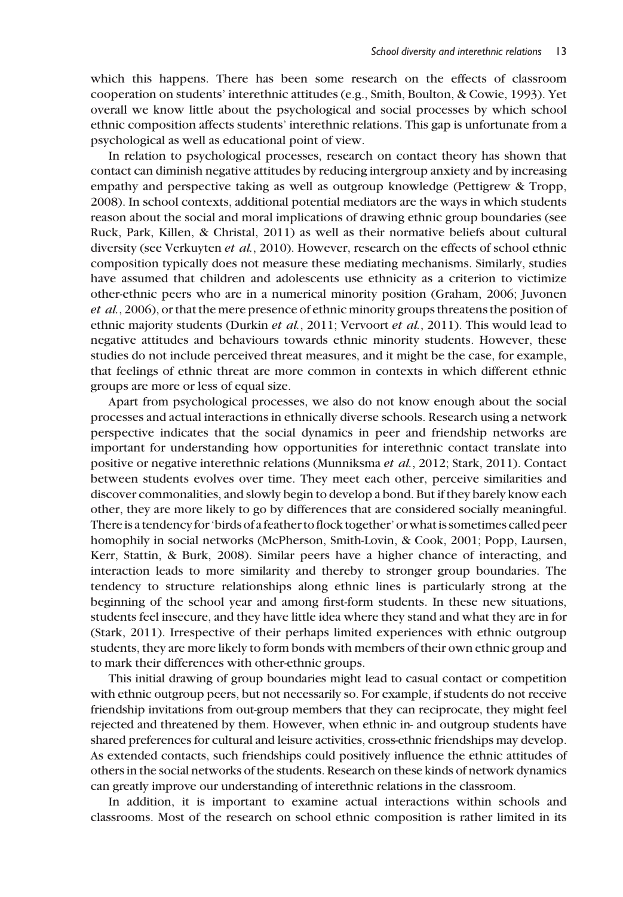which this happens. There has been some research on the effects of classroom cooperation on students' interethnic attitudes (e.g., Smith, Boulton, & Cowie, 1993). Yet overall we know little about the psychological and social processes by which school ethnic composition affects students' interethnic relations. This gap is unfortunate from a psychological as well as educational point of view.

In relation to psychological processes, research on contact theory has shown that contact can diminish negative attitudes by reducing intergroup anxiety and by increasing empathy and perspective taking as well as outgroup knowledge (Pettigrew & Tropp, 2008). In school contexts, additional potential mediators are the ways in which students reason about the social and moral implications of drawing ethnic group boundaries (see Ruck, Park, Killen, & Christal, 2011) as well as their normative beliefs about cultural diversity (see Verkuyten *et al.*, 2010). However, research on the effects of school ethnic composition typically does not measure these mediating mechanisms. Similarly, studies have assumed that children and adolescents use ethnicity as a criterion to victimize other-ethnic peers who are in a numerical minority position (Graham, 2006; Juvonen *et al.*, 2006), or that the mere presence of ethnic minority groups threatens the position of ethnic majority students (Durkin *et al.*, 2011; Vervoort *et al.*, 2011). This would lead to negative attitudes and behaviours towards ethnic minority students. However, these studies do not include perceived threat measures, and it might be the case, for example, that feelings of ethnic threat are more common in contexts in which different ethnic groups are more or less of equal size.

Apart from psychological processes, we also do not know enough about the social processes and actual interactions in ethnically diverse schools. Research using a network perspective indicates that the social dynamics in peer and friendship networks are important for understanding how opportunities for interethnic contact translate into positive or negative interethnic relations (Munniksma *et al.*, 2012; Stark, 2011). Contact between students evolves over time. They meet each other, perceive similarities and discover commonalities, and slowly begin to develop a bond. But if they barely know each other, they are more likely to go by differences that are considered socially meaningful. There is a tendency for 'birds of a feather to flock together' or what is sometimes called peer homophily in social networks (McPherson, Smith-Lovin, & Cook, 2001; Popp, Laursen, Kerr, Stattin, & Burk, 2008). Similar peers have a higher chance of interacting, and interaction leads to more similarity and thereby to stronger group boundaries. The tendency to structure relationships along ethnic lines is particularly strong at the beginning of the school year and among first-form students. In these new situations, students feel insecure, and they have little idea where they stand and what they are in for (Stark, 2011). Irrespective of their perhaps limited experiences with ethnic outgroup students, they are more likely to form bonds with members of their own ethnic group and to mark their differences with other-ethnic groups.

This initial drawing of group boundaries might lead to casual contact or competition with ethnic outgroup peers, but not necessarily so. For example, if students do not receive friendship invitations from out-group members that they can reciprocate, they might feel rejected and threatened by them. However, when ethnic in- and outgroup students have shared preferences for cultural and leisure activities, cross-ethnic friendships may develop. As extended contacts, such friendships could positively influence the ethnic attitudes of others in the social networks of the students. Research on these kinds of network dynamics can greatly improve our understanding of interethnic relations in the classroom.

In addition, it is important to examine actual interactions within schools and classrooms. Most of the research on school ethnic composition is rather limited in its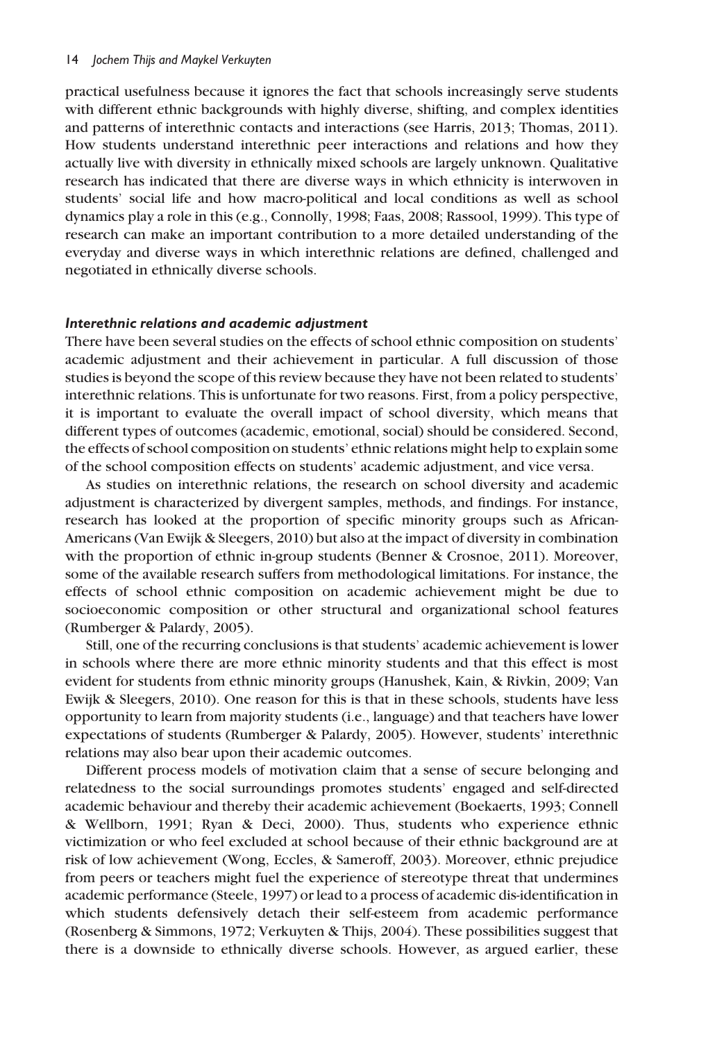practical usefulness because it ignores the fact that schools increasingly serve students with different ethnic backgrounds with highly diverse, shifting, and complex identities and patterns of interethnic contacts and interactions (see Harris, 2013; Thomas, 2011). How students understand interethnic peer interactions and relations and how they actually live with diversity in ethnically mixed schools are largely unknown. Qualitative research has indicated that there are diverse ways in which ethnicity is interwoven in students' social life and how macro-political and local conditions as well as school dynamics play a role in this (e.g., Connolly, 1998; Faas, 2008; Rassool, 1999). This type of research can make an important contribution to a more detailed understanding of the everyday and diverse ways in which interethnic relations are defined, challenged and negotiated in ethnically diverse schools.

### *Interethnic relations and academic adjustment*

There have been several studies on the effects of school ethnic composition on students' academic adjustment and their achievement in particular. A full discussion of those studies is beyond the scope of this review because they have not been related to students' interethnic relations. This is unfortunate for two reasons. First, from a policy perspective, it is important to evaluate the overall impact of school diversity, which means that different types of outcomes (academic, emotional, social) should be considered. Second, the effects of school composition on students' ethnic relations might help to explain some of the school composition effects on students' academic adjustment, and vice versa.

As studies on interethnic relations, the research on school diversity and academic adjustment is characterized by divergent samples, methods, and findings. For instance, research has looked at the proportion of specific minority groups such as African-Americans (Van Ewijk & Sleegers, 2010) but also at the impact of diversity in combination with the proportion of ethnic in-group students (Benner & Crosnoe, 2011). Moreover, some of the available research suffers from methodological limitations. For instance, the effects of school ethnic composition on academic achievement might be due to socioeconomic composition or other structural and organizational school features (Rumberger & Palardy, 2005).

Still, one of the recurring conclusions is that students' academic achievement is lower in schools where there are more ethnic minority students and that this effect is most evident for students from ethnic minority groups (Hanushek, Kain, & Rivkin, 2009; Van Ewijk & Sleegers, 2010). One reason for this is that in these schools, students have less opportunity to learn from majority students (i.e., language) and that teachers have lower expectations of students (Rumberger & Palardy, 2005). However, students' interethnic relations may also bear upon their academic outcomes.

Different process models of motivation claim that a sense of secure belonging and relatedness to the social surroundings promotes students' engaged and self-directed academic behaviour and thereby their academic achievement (Boekaerts, 1993; Connell & Wellborn, 1991; Ryan & Deci, 2000). Thus, students who experience ethnic victimization or who feel excluded at school because of their ethnic background are at risk of low achievement (Wong, Eccles, & Sameroff, 2003). Moreover, ethnic prejudice from peers or teachers might fuel the experience of stereotype threat that undermines academic performance (Steele, 1997) or lead to a process of academic dis-identification in which students defensively detach their self-esteem from academic performance (Rosenberg & Simmons, 1972; Verkuyten & Thijs, 2004). These possibilities suggest that there is a downside to ethnically diverse schools. However, as argued earlier, these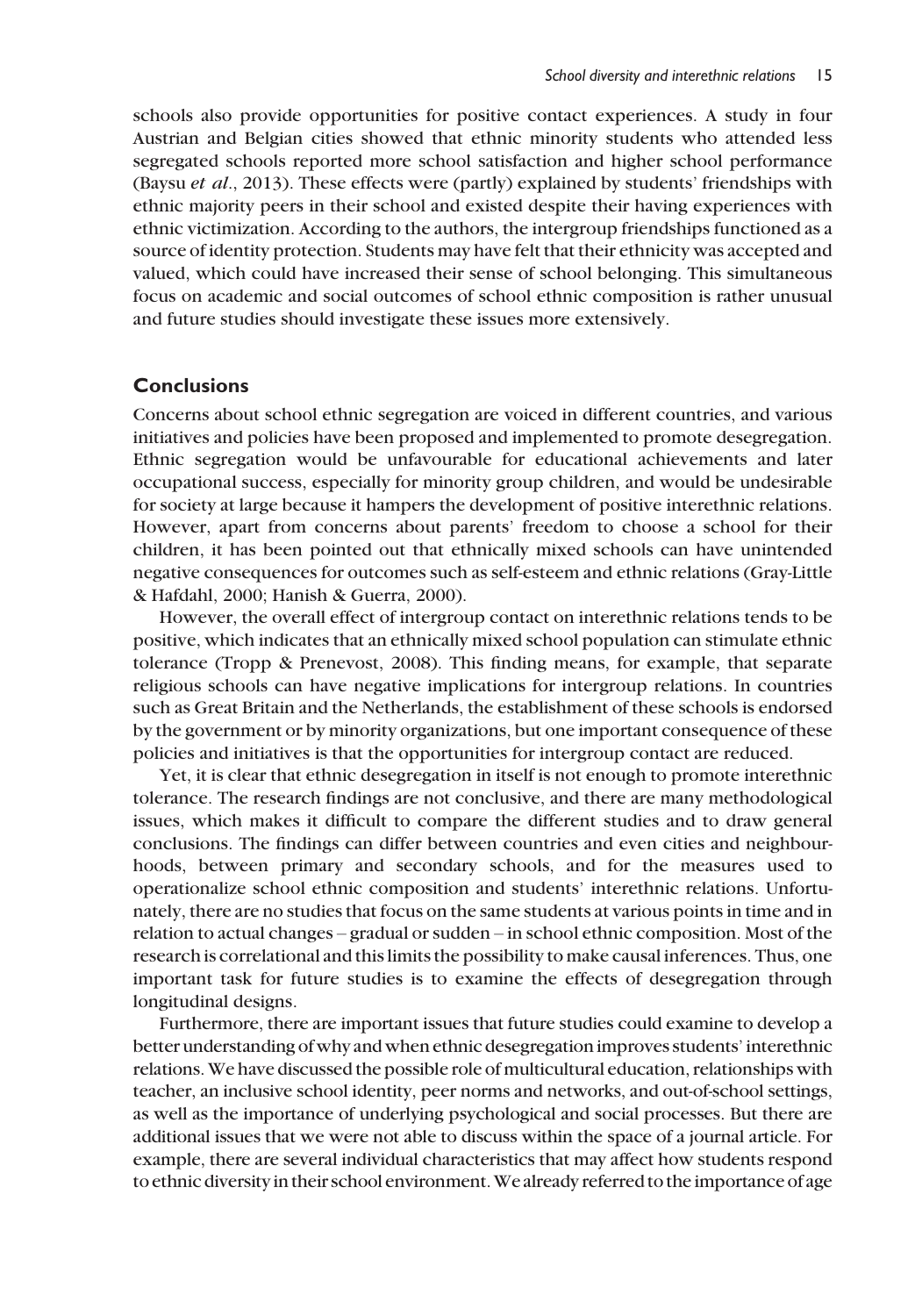schools also provide opportunities for positive contact experiences. A study in four Austrian and Belgian cities showed that ethnic minority students who attended less segregated schools reported more school satisfaction and higher school performance (Baysu *et al*., 2013). These effects were (partly) explained by students' friendships with ethnic majority peers in their school and existed despite their having experiences with ethnic victimization. According to the authors, the intergroup friendships functioned as a source of identity protection. Students may have felt that their ethnicity was accepted and valued, which could have increased their sense of school belonging. This simultaneous focus on academic and social outcomes of school ethnic composition is rather unusual and future studies should investigate these issues more extensively.

## Conclusions

Concerns about school ethnic segregation are voiced in different countries, and various initiatives and policies have been proposed and implemented to promote desegregation. Ethnic segregation would be unfavourable for educational achievements and later occupational success, especially for minority group children, and would be undesirable for society at large because it hampers the development of positive interethnic relations. However, apart from concerns about parents' freedom to choose a school for their children, it has been pointed out that ethnically mixed schools can have unintended negative consequences for outcomes such as self-esteem and ethnic relations (Gray-Little & Hafdahl, 2000; Hanish & Guerra, 2000).

However, the overall effect of intergroup contact on interethnic relations tends to be positive, which indicates that an ethnically mixed school population can stimulate ethnic tolerance (Tropp & Prenevost, 2008). This finding means, for example, that separate religious schools can have negative implications for intergroup relations. In countries such as Great Britain and the Netherlands, the establishment of these schools is endorsed by the government or by minority organizations, but one important consequence of these policies and initiatives is that the opportunities for intergroup contact are reduced.

Yet, it is clear that ethnic desegregation in itself is not enough to promote interethnic tolerance. The research findings are not conclusive, and there are many methodological issues, which makes it difficult to compare the different studies and to draw general conclusions. The findings can differ between countries and even cities and neighbourhoods, between primary and secondary schools, and for the measures used to operationalize school ethnic composition and students' interethnic relations. Unfortunately, there are no studies that focus on the same students at various points in time and in relation to actual changes – gradual or sudden – in school ethnic composition. Most of the research is correlational and this limits the possibility to make causal inferences. Thus, one important task for future studies is to examine the effects of desegregation through longitudinal designs.

Furthermore, there are important issues that future studies could examine to develop a better understanding of why and when ethnic desegregation improves students' interethnic relations. We have discussed the possible role of multicultural education, relationships with teacher, an inclusive school identity, peer norms and networks, and out-of-school settings, as well as the importance of underlying psychological and social processes. But there are additional issues that we were not able to discuss within the space of a journal article. For example, there are several individual characteristics that may affect how students respond to ethnic diversity in their school environment. We already referred to the importance of age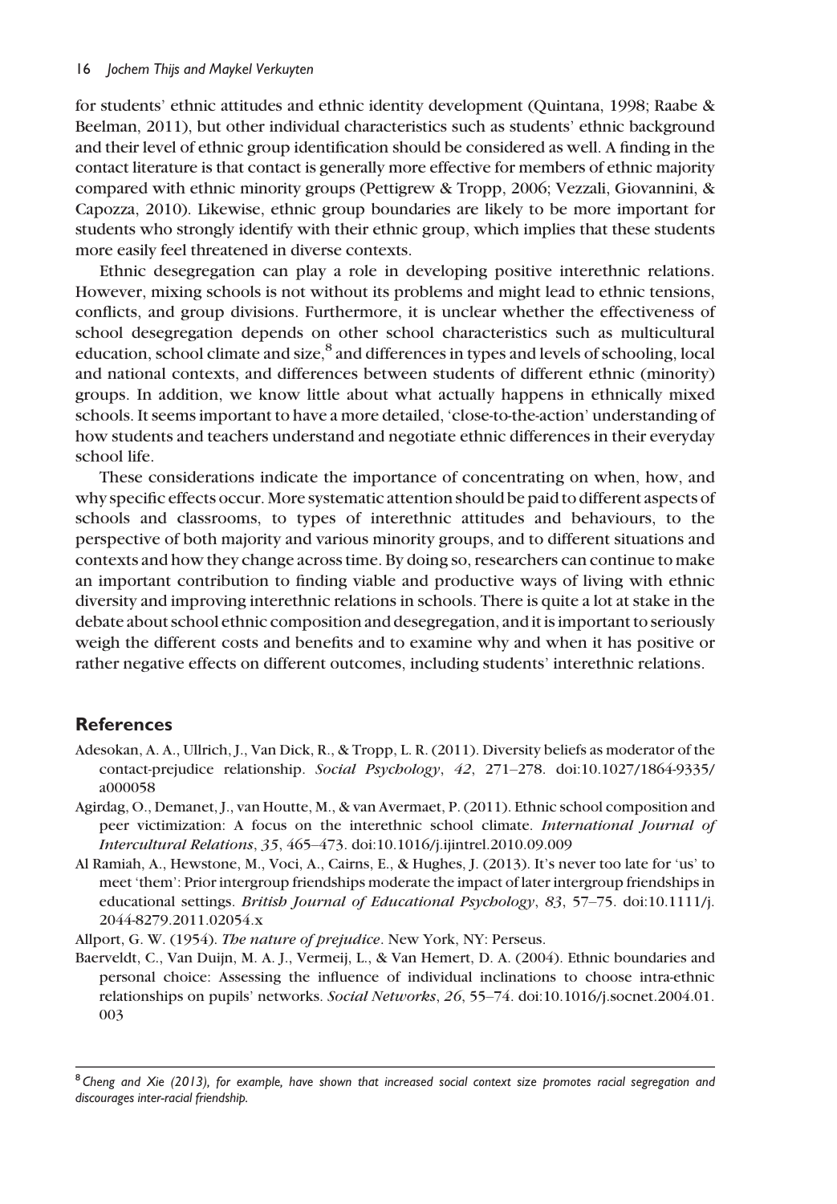for students' ethnic attitudes and ethnic identity development (Quintana, 1998; Raabe & Beelman, 2011), but other individual characteristics such as students' ethnic background and their level of ethnic group identification should be considered as well. A finding in the contact literature is that contact is generally more effective for members of ethnic majority compared with ethnic minority groups (Pettigrew & Tropp, 2006; Vezzali, Giovannini, & Capozza, 2010). Likewise, ethnic group boundaries are likely to be more important for students who strongly identify with their ethnic group, which implies that these students more easily feel threatened in diverse contexts.

Ethnic desegregation can play a role in developing positive interethnic relations. However, mixing schools is not without its problems and might lead to ethnic tensions, conflicts, and group divisions. Furthermore, it is unclear whether the effectiveness of school desegregation depends on other school characteristics such as multicultural education, school climate and size,[8] and differences in types and levels of schooling, local and national contexts, and differences between students of different ethnic (minority) groups. In addition, we know little about what actually happens in ethnically mixed schools. It seems important to have a more detailed, 'close-to-the-action' understanding of how students and teachers understand and negotiate ethnic differences in their everyday school life.

These considerations indicate the importance of concentrating on when, how, and why specific effects occur. More systematic attention should be paid to different aspects of schools and classrooms, to types of interethnic attitudes and behaviours, to the perspective of both majority and various minority groups, and to different situations and contexts and how they change across time. By doing so, researchers can continue to make an important contribution to finding viable and productive ways of living with ethnic diversity and improving interethnic relations in schools. There is quite a lot at stake in the debate about school ethnic composition and desegregation, and it is important to seriously weigh the different costs and benefits and to examine why and when it has positive or rather negative effects on different outcomes, including students' interethnic relations.

## References

Adesokan, A. A., Ullrich, J., Van Dick, R., & Tropp, L. R. (2011). Diversity beliefs as moderator of the contact-prejudice relationship. *Social Psychology*, *42*, 271–278. doi:10.1027/1864-9335/a000058

Agirdag, O., Demanet, J., van Houtte, M., & van Avermaet, P. (2011). Ethnic school composition and peer victimization: A focus on the interethnic school climate. *International Journal of Intercultural Relations*, *35*, 465–473. doi:10.1016/j.ijintrel.2010.09.009

Al Ramiah, A., Hewstone, M., Voci, A., Cairns, E., & Hughes, J. (2013). It's never too late for 'us' to meet 'them': Prior intergroup friendships moderate the impact of later intergroup friendships in educational settings. *British Journal of Educational Psychology*, *83*, 57–75. doi:10.1111/j.2044-8279.2011.02054.x

Allport, G. W. (1954). *The nature of prejudice*. New York, NY: Perseus.

Baerveldt, C., Van Duijn, M. A. J., Vermeij, L., & Van Hemert, D. A. (2004). Ethnic boundaries and personal choice: Assessing the influence of individual inclinations to choose intra-ethnic relationships on pupils' networks. *Social Networks*, *26*, 55–74. doi:10.1016/j.socnet.2004.01.003

[8] *Cheng and Xie (2013), for example, have shown that increased social context size promotes racial segregation and discourages inter-racial friendship.*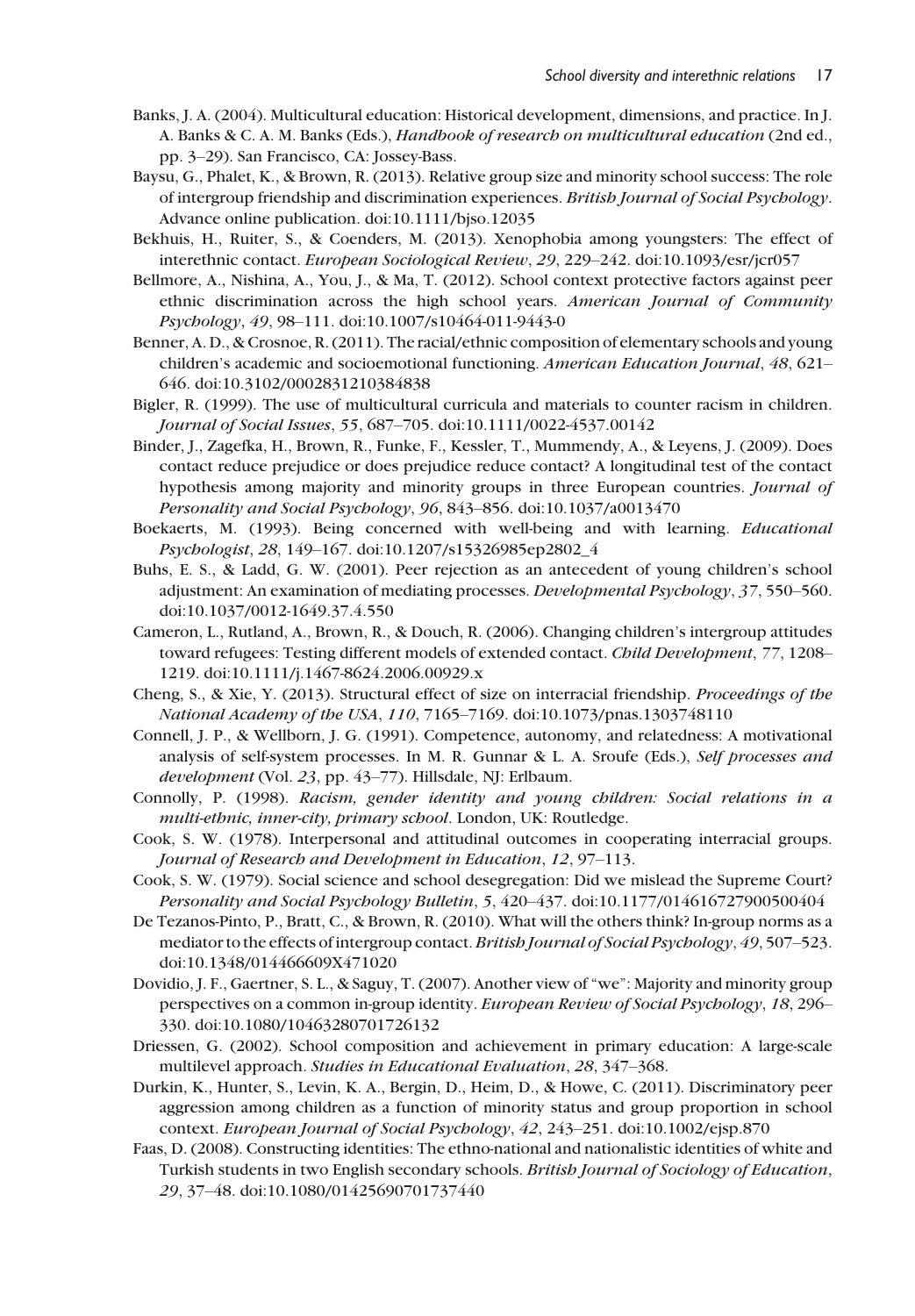Banks, J. A. (2004). Multicultural education: Historical development, dimensions, and practice. In J. A. Banks & C. A. M. Banks (Eds.), *Handbook of research on multicultural education* (2nd ed., pp. 3–29). San Francisco, CA: Jossey-Bass.

Baysu, G., Phalet, K., & Brown, R. (2013). Relative group size and minority school success: The role of intergroup friendship and discrimination experiences. *British Journal of Social Psychology*. Advance online publication. doi:10.1111/bjso.12035

Bekhuis, H., Ruiter, S., & Coenders, M. (2013). Xenophobia among youngsters: The effect of interethnic contact. *European Sociological Review*, *29*, 229–242. doi:10.1093/esr/jcr057

Bellmore, A., Nishina, A., You, J., & Ma, T. (2012). School context protective factors against peer ethnic discrimination across the high school years. *American Journal of Community Psychology*, *49*, 98–111. doi:10.1007/s10464-011-9443-0

Benner, A. D., & Crosnoe, R. (2011). The racial/ethnic composition of elementary schools and young children's academic and socioemotional functioning. *American Education Journal*, *48*, 621–646. doi:10.3102/0002831210384838

Bigler, R. (1999). The use of multicultural curricula and materials to counter racism in children. *Journal of Social Issues*, *55*, 687–705. doi:10.1111/0022-4537.00142

Binder, J., Zagefka, H., Brown, R., Funke, F., Kessler, T., Mummendy, A., & Leyens, J. (2009). Does contact reduce prejudice or does prejudice reduce contact? A longitudinal test of the contact hypothesis among majority and minority groups in three European countries. *Journal of Personality and Social Psychology*, *96*, 843–856. doi:10.1037/a0013470

Boekaerts, M. (1993). Being concerned with well-being and with learning. *Educational Psychologist*, *28*, 149–167. doi:10.1207/s15326985ep2802_4

Buhs, E. S., & Ladd, G. W. (2001). Peer rejection as an antecedent of young children's school adjustment: An examination of mediating processes. *Developmental Psychology*, *37*, 550–560. doi:10.1037/0012-1649.37.4.550

Cameron, L., Rutland, A., Brown, R., & Douch, R. (2006). Changing children's intergroup attitudes toward refugees: Testing different models of extended contact. *Child Development*, *77*, 1208–1219. doi:10.1111/j.1467-8624.2006.00929.x

Cheng, S., & Xie, Y. (2013). Structural effect of size on interracial friendship. *Proceedings of the National Academy of the USA*, *110*, 7165–7169. doi:10.1073/pnas.1303748110

Connell, J. P., & Wellborn, J. G. (1991). Competence, autonomy, and relatedness: A motivational analysis of self-system processes. In M. R. Gunnar & L. A. Sroufe (Eds.), *Self processes and development* (Vol. *23*, pp. 43–77). Hillsdale, NJ: Erlbaum.

Connolly, P. (1998). *Racism, gender identity and young children: Social relations in a multi-ethnic, inner-city, primary school*. London, UK: Routledge.

Cook, S. W. (1978). Interpersonal and attitudinal outcomes in cooperating interracial groups. *Journal of Research and Development in Education*, *12*, 97–113.

Cook, S. W. (1979). Social science and school desegregation: Did we mislead the Supreme Court? *Personality and Social Psychology Bulletin*, *5*, 420–437. doi:10.1177/014616727900500404

De Tezanos-Pinto, P., Bratt, C., & Brown, R. (2010). What will the others think? In-group norms as a mediator to the effects of intergroup contact. *British Journal of Social Psychology*, *49*, 507–523. doi:10.1348/014466609X471020

Dovidio, J. F., Gaertner, S. L., & Saguy, T. (2007). Another view of "we": Majority and minority group perspectives on a common in-group identity. *European Review of Social Psychology*, *18*, 296–330. doi:10.1080/10463280701726132

Driessen, G. (2002). School composition and achievement in primary education: A large-scale multilevel approach. *Studies in Educational Evaluation*, *28*, 347–368.

Durkin, K., Hunter, S., Levin, K. A., Bergin, D., Heim, D., & Howe, C. (2011). Discriminatory peer aggression among children as a function of minority status and group proportion in school context. *European Journal of Social Psychology*, *42*, 243–251. doi:10.1002/ejsp.870

Faas, D. (2008). Constructing identities: The ethno-national and nationalistic identities of white and Turkish students in two English secondary schools. *British Journal of Sociology of Education*, *29*, 37–48. doi:10.1080/01425690701737440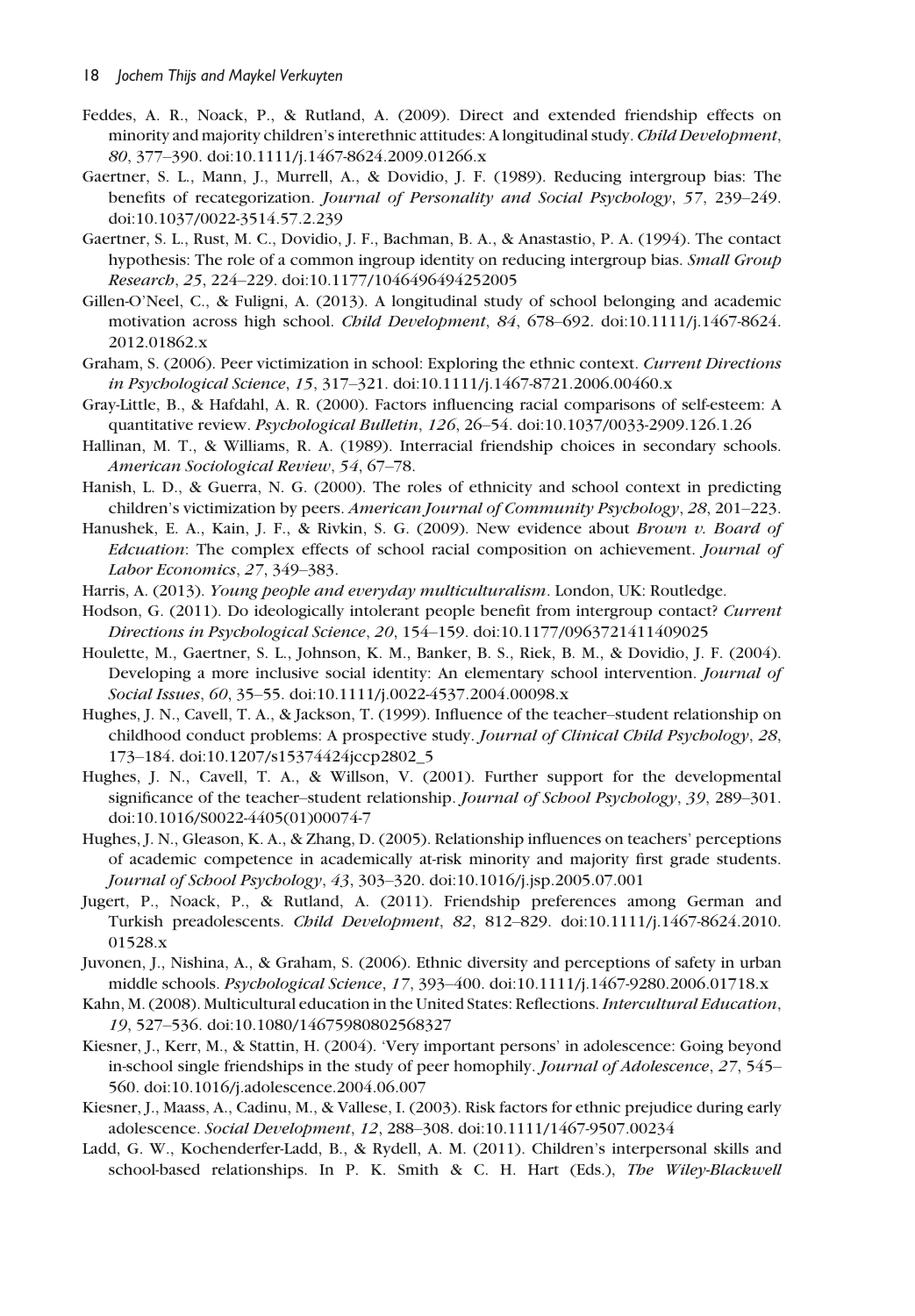Feddes, A. R., Noack, P., & Rutland, A. (2009). Direct and extended friendship effects on minority and majority children's interethnic attitudes: A longitudinal study. *Child Development*, *80*, 377–390. doi:10.1111/j.1467-8624.2009.01266.x

Gaertner, S. L., Mann, J., Murrell, A., & Dovidio, J. F. (1989). Reducing intergroup bias: The benefits of recategorization. *Journal of Personality and Social Psychology*, *57*, 239–249. doi:10.1037/0022-3514.57.2.239

Gaertner, S. L., Rust, M. C., Dovidio, J. F., Bachman, B. A., & Anastastio, P. A. (1994). The contact hypothesis: The role of a common ingroup identity on reducing intergroup bias. *Small Group Research*, *25*, 224–229. doi:10.1177/1046496494252005

Gillen-O'Neel, C., & Fuligni, A. (2013). A longitudinal study of school belonging and academic motivation across high school. *Child Development*, *84*, 678–692. doi:10.1111/j.1467-8624.2012.01862.x

Graham, S. (2006). Peer victimization in school: Exploring the ethnic context. *Current Directions in Psychological Science*, *15*, 317–321. doi:10.1111/j.1467-8721.2006.00460.x

Gray-Little, B., & Hafdahl, A. R. (2000). Factors influencing racial comparisons of self-esteem: A quantitative review. *Psychological Bulletin*, *126*, 26–54. doi:10.1037/0033-2909.126.1.26

Hallinan, M. T., & Williams, R. A. (1989). Interracial friendship choices in secondary schools. *American Sociological Review*, *54*, 67–78.

Hanish, L. D., & Guerra, N. G. (2000). The roles of ethnicity and school context in predicting children's victimization by peers. *American Journal of Community Psychology*, *28*, 201–223.

Hanushek, E. A., Kain, J. F., & Rivkin, S. G. (2009). New evidence about *Brown v. Board of Edcuation*: The complex effects of school racial composition on achievement. *Journal of Labor Economics*, *27*, 349–383.

Harris, A. (2013). *Young people and everyday multiculturalism*. London, UK: Routledge.

Hodson, G. (2011). Do ideologically intolerant people benefit from intergroup contact? *Current Directions in Psychological Science*, *20*, 154–159. doi:10.1177/0963721411409025

Houlette, M., Gaertner, S. L., Johnson, K. M., Banker, B. S., Riek, B. M., & Dovidio, J. F. (2004). Developing a more inclusive social identity: An elementary school intervention. *Journal of Social Issues*, *60*, 35–55. doi:10.1111/j.0022-4537.2004.00098.x

Hughes, J. N., Cavell, T. A., & Jackson, T. (1999). Influence of the teacher–student relationship on childhood conduct problems: A prospective study. *Journal of Clinical Child Psychology*, *28*, 173–184. doi:10.1207/s15374424jccp2802_5

Hughes, J. N., Cavell, T. A., & Willson, V. (2001). Further support for the developmental significance of the teacher–student relationship. *Journal of School Psychology*, *39*, 289–301. doi:10.1016/S0022-4405(01)00074-7

Hughes, J. N., Gleason, K. A., & Zhang, D. (2005). Relationship influences on teachers' perceptions of academic competence in academically at-risk minority and majority first grade students. *Journal of School Psychology*, *43*, 303–320. doi:10.1016/j.jsp.2005.07.001

Jugert, P., Noack, P., & Rutland, A. (2011). Friendship preferences among German and Turkish preadolescents. *Child Development*, *82*, 812–829. doi:10.1111/j.1467-8624.2010.01528.x

Juvonen, J., Nishina, A., & Graham, S. (2006). Ethnic diversity and perceptions of safety in urban middle schools. *Psychological Science*, *17*, 393–400. doi:10.1111/j.1467-9280.2006.01718.x

Kahn, M. (2008). Multicultural education in the United States: Reflections. *Intercultural Education*, *19*, 527–536. doi:10.1080/14675980802568327

Kiesner, J., Kerr, M., & Stattin, H. (2004). 'Very important persons' in adolescence: Going beyond in-school single friendships in the study of peer homophily. *Journal of Adolescence*, *27*, 545–560. doi:10.1016/j.adolescence.2004.06.007

Kiesner, J., Maass, A., Cadinu, M., & Vallese, I. (2003). Risk factors for ethnic prejudice during early adolescence. *Social Development*, *12*, 288–308. doi:10.1111/1467-9507.00234

Ladd, G. W., Kochenderfer-Ladd, B., & Rydell, A. M. (2011). Children's interpersonal skills and school-based relationships. In P. K. Smith & C. H. Hart (Eds.), *The Wiley-Blackwell*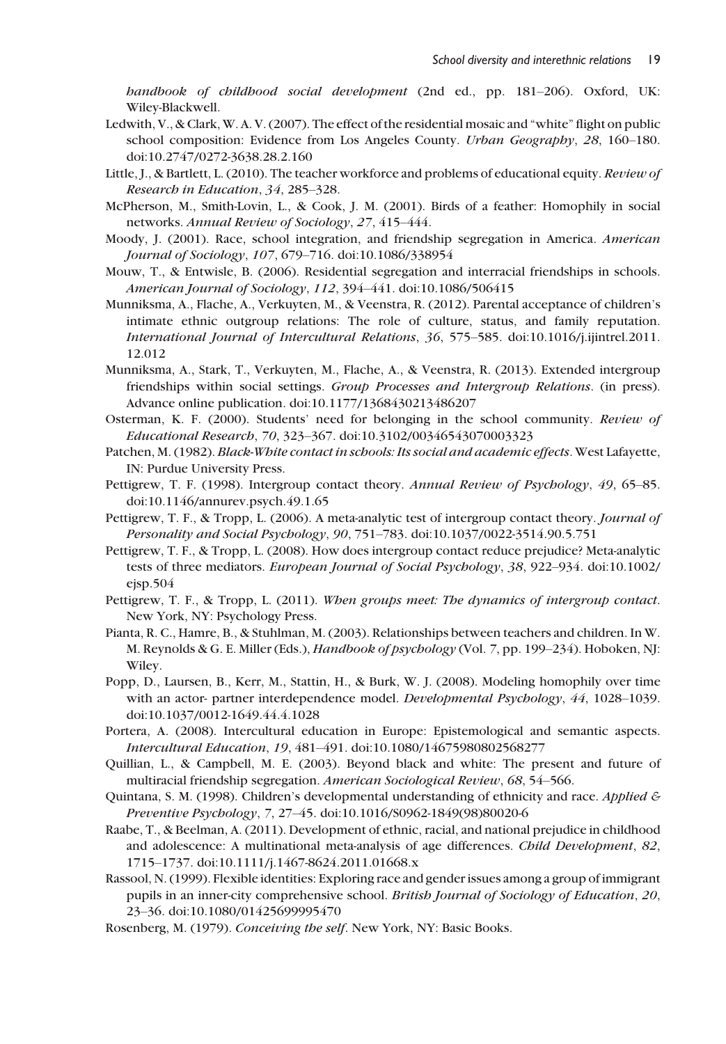*handbook of childhood social development* (2nd ed., pp. 181–206). Oxford, UK: Wiley-Blackwell.

Ledwith, V., & Clark, W. A. V. (2007). The effect of the residential mosaic and "white" flight on public school composition: Evidence from Los Angeles County. *Urban Geography*, *28*, 160–180. doi:10.2747/0272-3638.28.2.160

Little, J., & Bartlett, L. (2010). The teacher workforce and problems of educational equity. *Review of Research in Education*, *34*, 285–328.

McPherson, M., Smith-Lovin, L., & Cook, J. M. (2001). Birds of a feather: Homophily in social networks. *Annual Review of Sociology*, *27*, 415–444.

Moody, J. (2001). Race, school integration, and friendship segregation in America. *American Journal of Sociology*, *107*, 679–716. doi:10.1086/338954

Mouw, T., & Entwisle, B. (2006). Residential segregation and interracial friendships in schools. *American Journal of Sociology*, *112*, 394–441. doi:10.1086/506415

Munniksma, A., Flache, A., Verkuyten, M., & Veenstra, R. (2012). Parental acceptance of children's intimate ethnic outgroup relations: The role of culture, status, and family reputation. *International Journal of Intercultural Relations*, *36*, 575–585. doi:10.1016/j.ijintrel.2011.12.012

Munniksma, A., Stark, T., Verkuyten, M., Flache, A., & Veenstra, R. (2013). Extended intergroup friendships within social settings. *Group Processes and Intergroup Relations*. (in press). Advance online publication. doi:10.1177/1368430213486207

Osterman, K. F. (2000). Students' need for belonging in the school community. *Review of Educational Research*, *70*, 323–367. doi:10.3102/00346543070003323

Patchen, M. (1982). *Black-White contact in schools: Its social and academic effects*. West Lafayette, IN: Purdue University Press.

Pettigrew, T. F. (1998). Intergroup contact theory. *Annual Review of Psychology*, *49*, 65–85. doi:10.1146/annurev.psych.49.1.65

Pettigrew, T. F., & Tropp, L. (2006). A meta-analytic test of intergroup contact theory. *Journal of Personality and Social Psychology*, *90*, 751–783. doi:10.1037/0022-3514.90.5.751

Pettigrew, T. F., & Tropp, L. (2008). How does intergroup contact reduce prejudice? Meta-analytic tests of three mediators. *European Journal of Social Psychology*, *38*, 922–934. doi:10.1002/ejsp.504

Pettigrew, T. F., & Tropp, L. (2011). *When groups meet: The dynamics of intergroup contact*. New York, NY: Psychology Press.

Pianta, R. C., Hamre, B., & Stuhlman, M. (2003). Relationships between teachers and children. In W. M. Reynolds & G. E. Miller (Eds.), *Handbook of psychology* (Vol. 7, pp. 199–234). Hoboken, NJ: Wiley.

Popp, D., Laursen, B., Kerr, M., Stattin, H., & Burk, W. J. (2008). Modeling homophily over time with an actor- partner interdependence model. *Developmental Psychology*, *44*, 1028–1039. doi:10.1037/0012-1649.44.4.1028

Portera, A. (2008). Intercultural education in Europe: Epistemological and semantic aspects. *Intercultural Education*, *19*, 481–491. doi:10.1080/14675980802568277

Quillian, L., & Campbell, M. E. (2003). Beyond black and white: The present and future of multiracial friendship segregation. *American Sociological Review*, *68*, 54–566.

Quintana, S. M. (1998). Children's developmental understanding of ethnicity and race. *Applied & Preventive Psychology*, *7*, 27–45. doi:10.1016/S0962-1849(98)80020-6

Raabe, T., & Beelman, A. (2011). Development of ethnic, racial, and national prejudice in childhood and adolescence: A multinational meta-analysis of age differences. *Child Development*, *82*, 1715–1737. doi:10.1111/j.1467-8624.2011.01668.x

Rassool, N. (1999). Flexible identities: Exploring race and gender issues among a group of immigrant pupils in an inner-city comprehensive school. *British Journal of Sociology of Education*, *20*, 23–36. doi:10.1080/01425699995470

Rosenberg, M. (1979). *Conceiving the self*. New York, NY: Basic Books.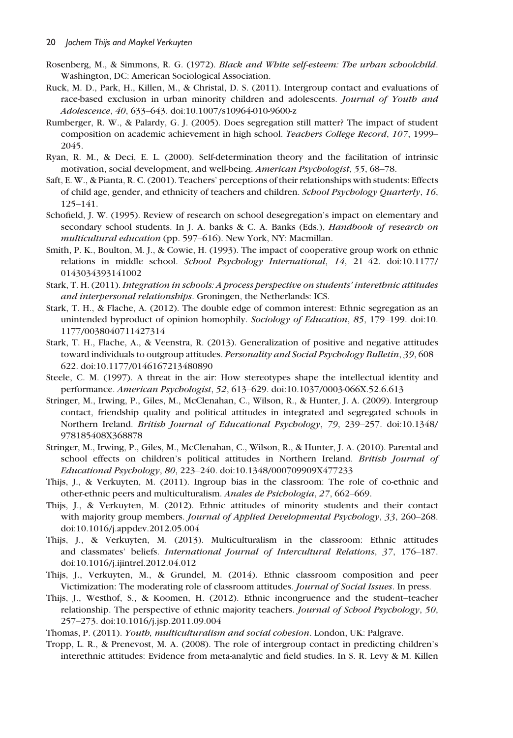Rosenberg, M., & Simmons, R. G. (1972). *Black and White self-esteem: The urban schoolchild*. Washington, DC: American Sociological Association.

Ruck, M. D., Park, H., Killen, M., & Christal, D. S. (2011). Intergroup contact and evaluations of race-based exclusion in urban minority children and adolescents. *Journal of Youth and Adolescence*, *40*, 633–643. doi:10.1007/s10964-010-9600-z

Rumberger, R. W., & Palardy, G. J. (2005). Does segregation still matter? The impact of student composition on academic achievement in high school. *Teachers College Record*, *107*, 1999–2045.

Ryan, R. M., & Deci, E. L. (2000). Self-determination theory and the facilitation of intrinsic motivation, social development, and well-being. *American Psychologist*, *55*, 68–78.

Saft, E. W., & Pianta, R. C. (2001). Teachers' perceptions of their relationships with students: Effects of child age, gender, and ethnicity of teachers and children. *School Psychology Quarterly*, *16*, 125–141.

Schofield, J. W. (1995). Review of research on school desegregation's impact on elementary and secondary school students. In J. A. banks & C. A. Banks (Eds.), *Handbook of research on multicultural education* (pp. 597–616). New York, NY: Macmillan.

Smith, P. K., Boulton, M. J., & Cowie, H. (1993). The impact of cooperative group work on ethnic relations in middle school. *School Psychology International*, *14*, 21–42. doi:10.1177/0143034393141002

Stark, T. H. (2011). *Integration in schools: A process perspective on students' interethnic attitudes and interpersonal relationships*. Groningen, the Netherlands: ICS.

Stark, T. H., & Flache, A. (2012). The double edge of common interest: Ethnic segregation as an unintended byproduct of opinion homophily. *Sociology of Education*, *85*, 179–199. doi:10.1177/0038040711427314

Stark, T. H., Flache, A., & Veenstra, R. (2013). Generalization of positive and negative attitudes toward individuals to outgroup attitudes. *Personality and Social Psychology Bulletin*, *39*, 608–622. doi:10.1177/0146167213480890

Steele, C. M. (1997). A threat in the air: How stereotypes shape the intellectual identity and performance. *American Psychologist*, *52*, 613–629. doi:10.1037/0003-066X.52.6.613

Stringer, M., Irwing, P., Giles, M., McClenahan, C., Wilson, R., & Hunter, J. A. (2009). Intergroup contact, friendship quality and political attitudes in integrated and segregated schools in Northern Ireland. *British Journal of Educational Psychology*, *79*, 239–257. doi:10.1348/978185408X368878

Stringer, M., Irwing, P., Giles, M., McClenahan, C., Wilson, R., & Hunter, J. A. (2010). Parental and school effects on children's political attitudes in Northern Ireland. *British Journal of Educational Psychology*, *80*, 223–240. doi:10.1348/000709909X477233

Thijs, J., & Verkuyten, M. (2011). Ingroup bias in the classroom: The role of co-ethnic and other-ethnic peers and multiculturalism. *Anales de Psichologia*, *27*, 662–669.

Thijs, J., & Verkuyten, M. (2012). Ethnic attitudes of minority students and their contact with majority group members. *Journal of Applied Developmental Psychology*, *33*, 260–268. doi:10.1016/j.appdev.2012.05.004

Thijs, J., & Verkuyten, M. (2013). Multiculturalism in the classroom: Ethnic attitudes and classmates' beliefs. *International Journal of Intercultural Relations*, *37*, 176–187. doi:10.1016/j.ijintrel.2012.04.012

Thijs, J., Verkuyten, M., & Grundel, M. (2014). Ethnic classroom composition and peer Victimization: The moderating role of classroom attitudes. *Journal of Social Issues*. In press.

Thijs, J., Westhof, S., & Koomen, H. (2012). Ethnic incongruence and the student–teacher relationship. The perspective of ethnic majority teachers. *Journal of School Psychology*, *50*, 257–273. doi:10.1016/j.jsp.2011.09.004

Thomas, P. (2011). *Youth, multiculturalism and social cohesion*. London, UK: Palgrave.

Tropp, L. R., & Prenevost, M. A. (2008). The role of intergroup contact in predicting children's interethnic attitudes: Evidence from meta-analytic and field studies. In S. R. Levy & M. Killen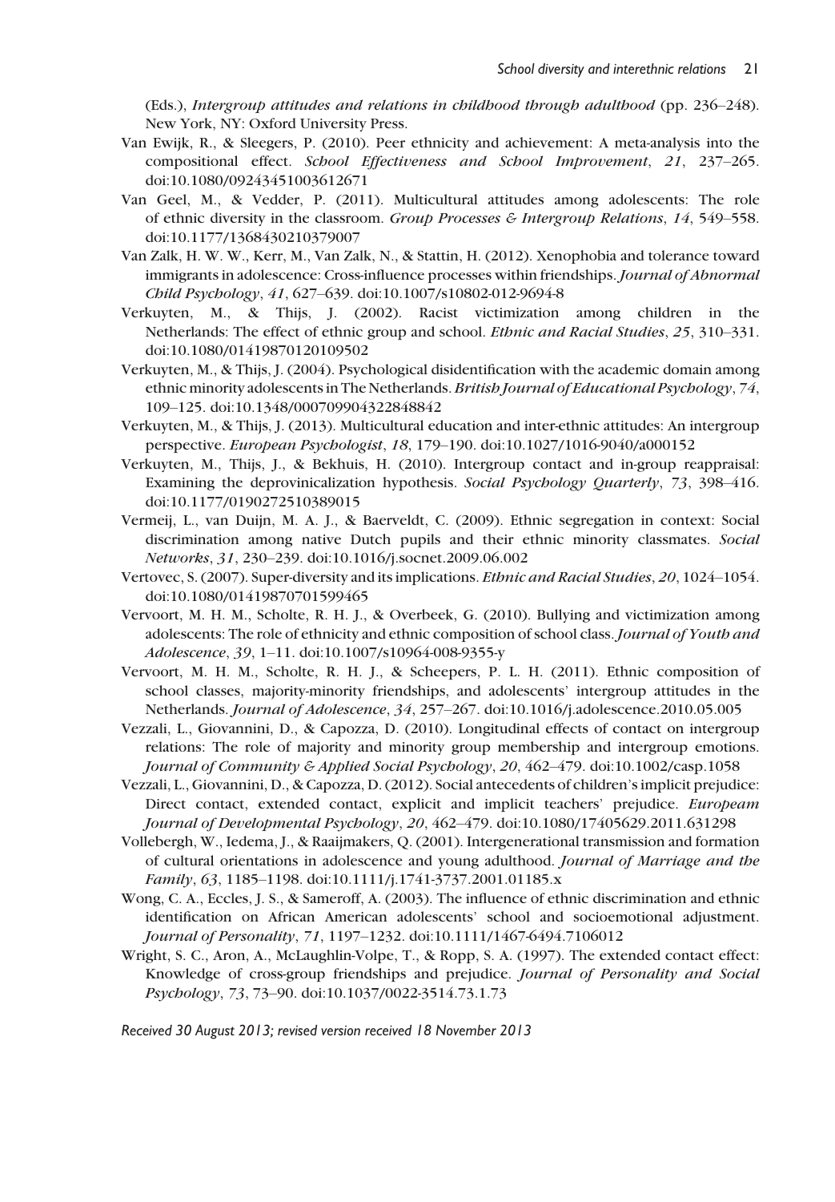(Eds.), *Intergroup attitudes and relations in childhood through adulthood* (pp. 236–248). New York, NY: Oxford University Press.

Van Ewijk, R., & Sleegers, P. (2010). Peer ethnicity and achievement: A meta-analysis into the compositional effect. *School Effectiveness and School Improvement*, *21*, 237–265. doi:10.1080/09243451003612671

Van Geel, M., & Vedder, P. (2011). Multicultural attitudes among adolescents: The role of ethnic diversity in the classroom. *Group Processes & Intergroup Relations*, *14*, 549–558. doi:10.1177/1368430210379007

Van Zalk, H. W. W., Kerr, M., Van Zalk, N., & Stattin, H. (2012). Xenophobia and tolerance toward immigrants in adolescence: Cross-influence processes within friendships. *Journal of Abnormal Child Psychology*, *41*, 627–639. doi:10.1007/s10802-012-9694-8

Verkuyten, M., & Thijs, J. (2002). Racist victimization among children in the Netherlands: The effect of ethnic group and school. *Ethnic and Racial Studies*, *25*, 310–331. doi:10.1080/01419870120109502

Verkuyten, M., & Thijs, J. (2004). Psychological disidentification with the academic domain among ethnic minority adolescents in The Netherlands. *British Journal of Educational Psychology*, *74*, 109–125. doi:10.1348/000709904322848842

Verkuyten, M., & Thijs, J. (2013). Multicultural education and inter-ethnic attitudes: An intergroup perspective. *European Psychologist*, *18*, 179–190. doi:10.1027/1016-9040/a000152

Verkuyten, M., Thijs, J., & Bekhuis, H. (2010). Intergroup contact and in-group reappraisal: Examining the deprovinicalization hypothesis. *Social Psychology Quarterly*, *73*, 398–416. doi:10.1177/0190272510389015

Vermeij, L., van Duijn, M. A. J., & Baerveldt, C. (2009). Ethnic segregation in context: Social discrimination among native Dutch pupils and their ethnic minority classmates. *Social Networks*, *31*, 230–239. doi:10.1016/j.socnet.2009.06.002

Vertovec, S. (2007). Super-diversity and its implications. *Ethnic and Racial Studies*, *20*, 1024–1054. doi:10.1080/01419870701599465

Vervoort, M. H. M., Scholte, R. H. J., & Overbeek, G. (2010). Bullying and victimization among adolescents: The role of ethnicity and ethnic composition of school class. *Journal of Youth and Adolescence*, *39*, 1–11. doi:10.1007/s10964-008-9355-y

Vervoort, M. H. M., Scholte, R. H. J., & Scheepers, P. L. H. (2011). Ethnic composition of school classes, majority-minority friendships, and adolescents' intergroup attitudes in the Netherlands. *Journal of Adolescence*, *34*, 257–267. doi:10.1016/j.adolescence.2010.05.005

Vezzali, L., Giovannini, D., & Capozza, D. (2010). Longitudinal effects of contact on intergroup relations: The role of majority and minority group membership and intergroup emotions. *Journal of Community & Applied Social Psychology*, *20*, 462–479. doi:10.1002/casp.1058

Vezzali, L., Giovannini, D., & Capozza, D. (2012). Social antecedents of children's implicit prejudice: Direct contact, extended contact, explicit and implicit teachers' prejudice. *Europeam Journal of Developmental Psychology*, *20*, 462–479. doi:10.1080/17405629.2011.631298

Vollebergh, W., Iedema, J., & Raaijmakers, Q. (2001). Intergenerational transmission and formation of cultural orientations in adolescence and young adulthood. *Journal of Marriage and the Family*, *63*, 1185–1198. doi:10.1111/j.1741-3737.2001.01185.x

Wong, C. A., Eccles, J. S., & Sameroff, A. (2003). The influence of ethnic discrimination and ethnic identification on African American adolescents' school and socioemotional adjustment. *Journal of Personality*, *71*, 1197–1232. doi:10.1111/1467-6494.7106012

Wright, S. C., Aron, A., McLaughlin-Volpe, T., & Ropp, S. A. (1997). The extended contact effect: Knowledge of cross-group friendships and prejudice. *Journal of Personality and Social Psychology*, *73*, 73–90. doi:10.1037/0022-3514.73.1.73

*Received 30 August 2013; revised version received 18 November 2013*